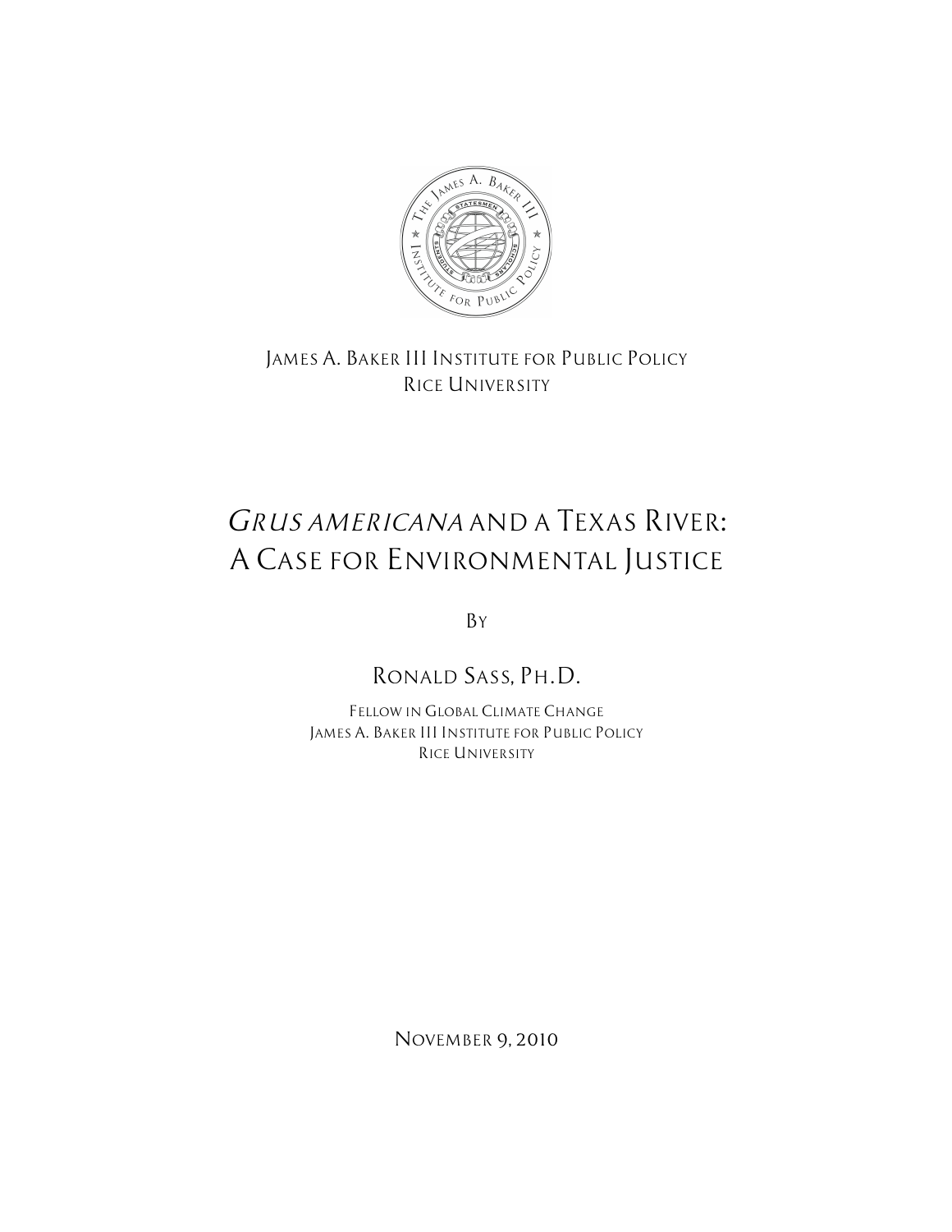James A. Baker III Institute for Public Policy
Rice University

# *Grus americana* and a Texas River: A Case for Environmental Justice

By

Ronald Sass, Ph.D.

Fellow in Global Climate Change
James A. Baker III Institute for Public Policy
Rice University

November 9, 2010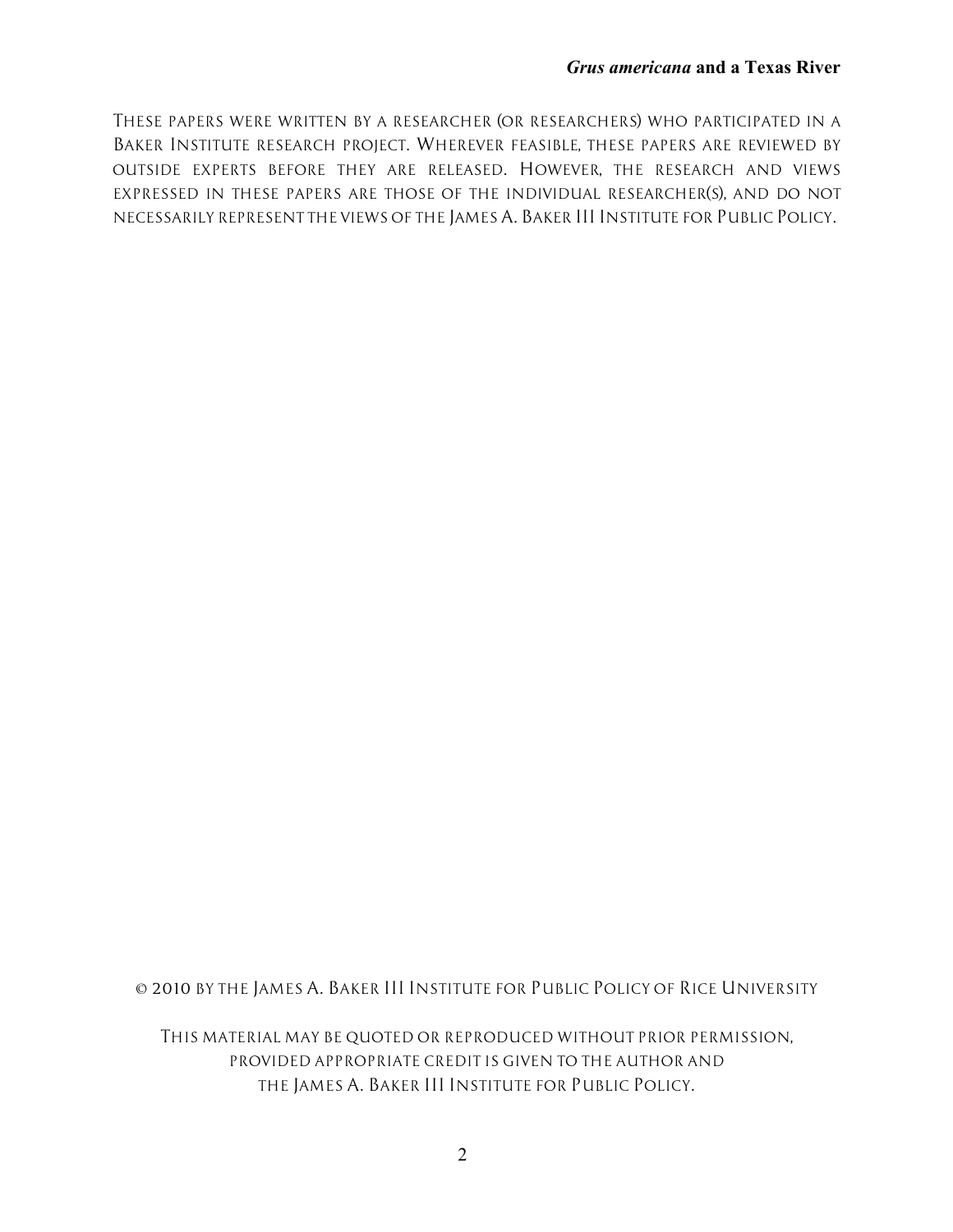These papers were written by a researcher (or researchers) who participated in a Baker Institute research project. Wherever feasible, these papers are reviewed by outside experts before they are released. However, the research and views expressed in these papers are those of the individual researcher(s), and do not necessarily represent the views of the James A. Baker III Institute for Public Policy.

© 2010 by the James A. Baker III Institute for Public Policy of Rice University

This material may be quoted or reproduced without prior permission, provided appropriate credit is given to the author and the James A. Baker III Institute for Public Policy.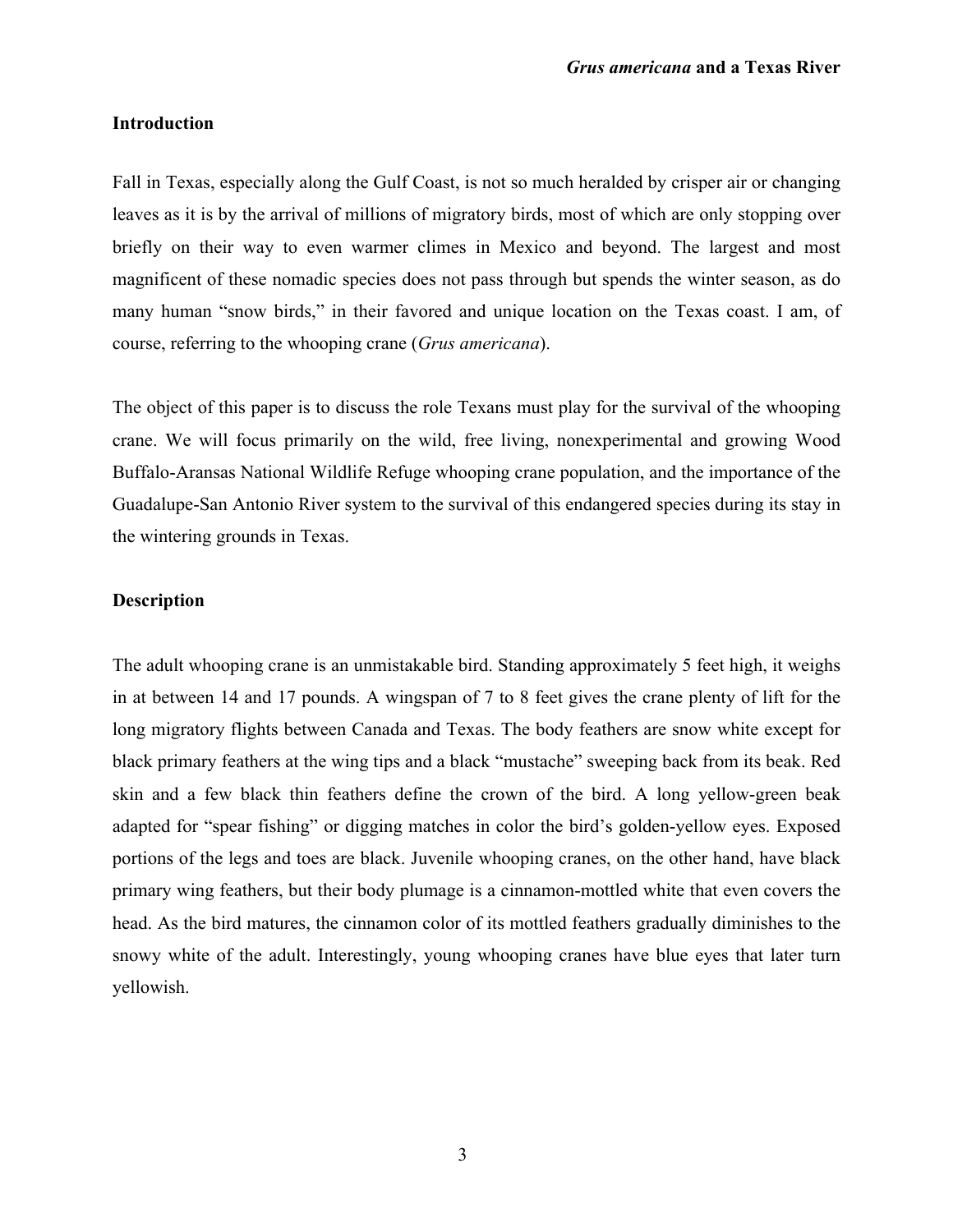## Introduction

Fall in Texas, especially along the Gulf Coast, is not so much heralded by crisper air or changing leaves as it is by the arrival of millions of migratory birds, most of which are only stopping over briefly on their way to even warmer climes in Mexico and beyond. The largest and most magnificent of these nomadic species does not pass through but spends the winter season, as do many human "snow birds," in their favored and unique location on the Texas coast. I am, of course, referring to the whooping crane (*Grus americana*).

The object of this paper is to discuss the role Texans must play for the survival of the whooping crane. We will focus primarily on the wild, free living, nonexperimental and growing Wood Buffalo-Aransas National Wildlife Refuge whooping crane population, and the importance of the Guadalupe-San Antonio River system to the survival of this endangered species during its stay in the wintering grounds in Texas.

## Description

The adult whooping crane is an unmistakable bird. Standing approximately 5 feet high, it weighs in at between 14 and 17 pounds. A wingspan of 7 to 8 feet gives the crane plenty of lift for the long migratory flights between Canada and Texas. The body feathers are snow white except for black primary feathers at the wing tips and a black "mustache" sweeping back from its beak. Red skin and a few black thin feathers define the crown of the bird. A long yellow-green beak adapted for "spear fishing" or digging matches in color the bird's golden-yellow eyes. Exposed portions of the legs and toes are black. Juvenile whooping cranes, on the other hand, have black primary wing feathers, but their body plumage is a cinnamon-mottled white that even covers the head. As the bird matures, the cinnamon color of its mottled feathers gradually diminishes to the snowy white of the adult. Interestingly, young whooping cranes have blue eyes that later turn yellowish.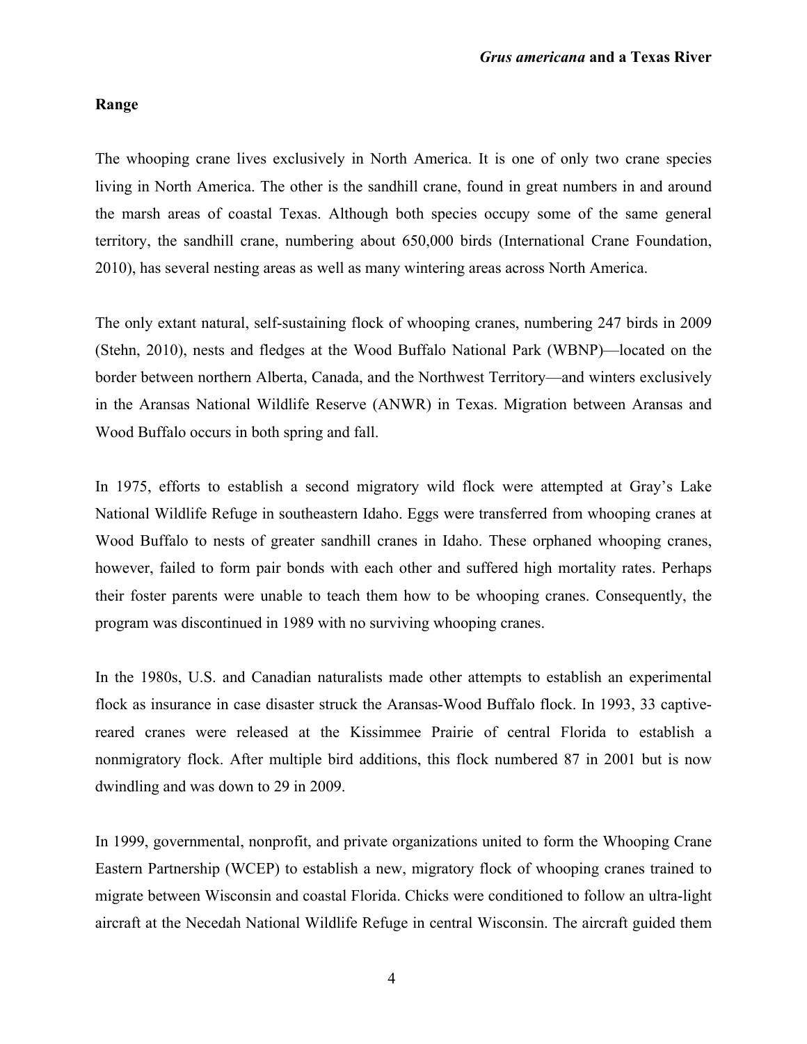## Range

The whooping crane lives exclusively in North America. It is one of only two crane species living in North America. The other is the sandhill crane, found in great numbers in and around the marsh areas of coastal Texas. Although both species occupy some of the same general territory, the sandhill crane, numbering about 650,000 birds (International Crane Foundation, 2010), has several nesting areas as well as many wintering areas across North America.

The only extant natural, self-sustaining flock of whooping cranes, numbering 247 birds in 2009 (Stehn, 2010), nests and fledges at the Wood Buffalo National Park (WBNP)—located on the border between northern Alberta, Canada, and the Northwest Territory—and winters exclusively in the Aransas National Wildlife Reserve (ANWR) in Texas. Migration between Aransas and Wood Buffalo occurs in both spring and fall.

In 1975, efforts to establish a second migratory wild flock were attempted at Gray's Lake National Wildlife Refuge in southeastern Idaho. Eggs were transferred from whooping cranes at Wood Buffalo to nests of greater sandhill cranes in Idaho. These orphaned whooping cranes, however, failed to form pair bonds with each other and suffered high mortality rates. Perhaps their foster parents were unable to teach them how to be whooping cranes. Consequently, the program was discontinued in 1989 with no surviving whooping cranes.

In the 1980s, U.S. and Canadian naturalists made other attempts to establish an experimental flock as insurance in case disaster struck the Aransas-Wood Buffalo flock. In 1993, 33 captive-reared cranes were released at the Kissimmee Prairie of central Florida to establish a nonmigratory flock. After multiple bird additions, this flock numbered 87 in 2001 but is now dwindling and was down to 29 in 2009.

In 1999, governmental, nonprofit, and private organizations united to form the Whooping Crane Eastern Partnership (WCEP) to establish a new, migratory flock of whooping cranes trained to migrate between Wisconsin and coastal Florida. Chicks were conditioned to follow an ultra-light aircraft at the Necedah National Wildlife Refuge in central Wisconsin. The aircraft guided them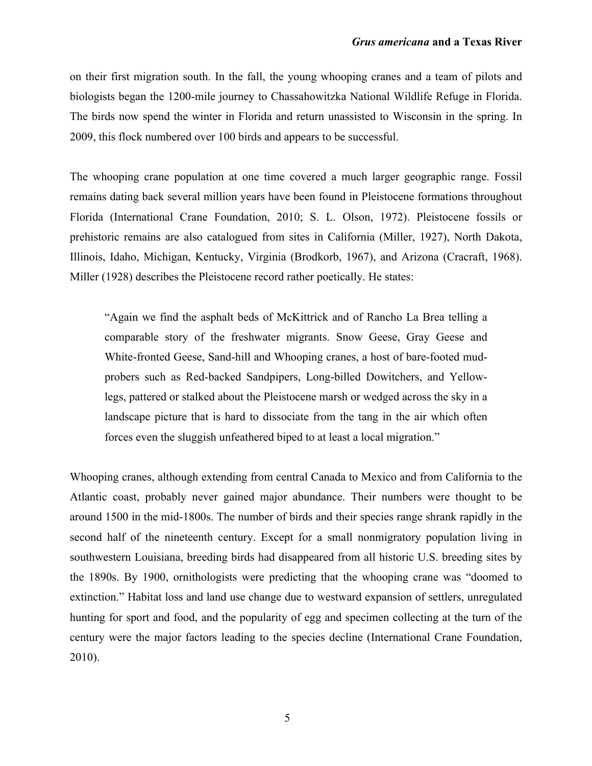on their first migration south. In the fall, the young whooping cranes and a team of pilots and biologists began the 1200-mile journey to Chassahowitzka National Wildlife Refuge in Florida. The birds now spend the winter in Florida and return unassisted to Wisconsin in the spring. In 2009, this flock numbered over 100 birds and appears to be successful.

The whooping crane population at one time covered a much larger geographic range. Fossil remains dating back several million years have been found in Pleistocene formations throughout Florida (International Crane Foundation, 2010; S. L. Olson, 1972). Pleistocene fossils or prehistoric remains are also catalogued from sites in California (Miller, 1927), North Dakota, Illinois, Idaho, Michigan, Kentucky, Virginia (Brodkorb, 1967), and Arizona (Cracraft, 1968). Miller (1928) describes the Pleistocene record rather poetically. He states:

> "Again we find the asphalt beds of McKittrick and of Rancho La Brea telling a comparable story of the freshwater migrants. Snow Geese, Gray Geese and White-fronted Geese, Sand-hill and Whooping cranes, a host of bare-footed mud-probers such as Red-backed Sandpipers, Long-billed Dowitchers, and Yellow-legs, pattered or stalked about the Pleistocene marsh or wedged across the sky in a landscape picture that is hard to dissociate from the tang in the air which often forces even the sluggish unfeathered biped to at least a local migration."

Whooping cranes, although extending from central Canada to Mexico and from California to the Atlantic coast, probably never gained major abundance. Their numbers were thought to be around 1500 in the mid-1800s. The number of birds and their species range shrank rapidly in the second half of the nineteenth century. Except for a small nonmigratory population living in southwestern Louisiana, breeding birds had disappeared from all historic U.S. breeding sites by the 1890s. By 1900, ornithologists were predicting that the whooping crane was "doomed to extinction." Habitat loss and land use change due to westward expansion of settlers, unregulated hunting for sport and food, and the popularity of egg and specimen collecting at the turn of the century were the major factors leading to the species decline (International Crane Foundation, 2010).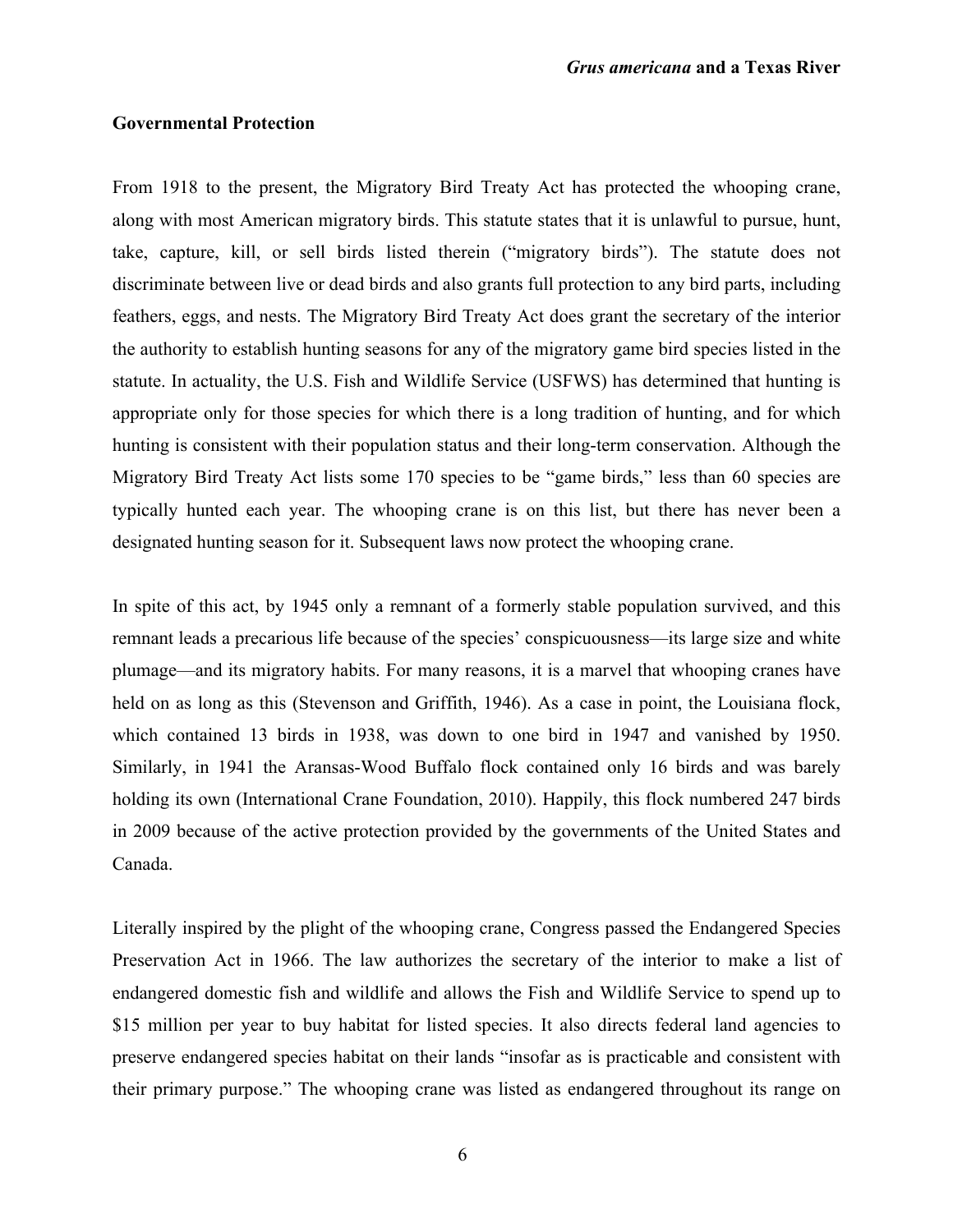**Governmental Protection**

From 1918 to the present, the Migratory Bird Treaty Act has protected the whooping crane, along with most American migratory birds. This statute states that it is unlawful to pursue, hunt, take, capture, kill, or sell birds listed therein ("migratory birds"). The statute does not discriminate between live or dead birds and also grants full protection to any bird parts, including feathers, eggs, and nests. The Migratory Bird Treaty Act does grant the secretary of the interior the authority to establish hunting seasons for any of the migratory game bird species listed in the statute. In actuality, the U.S. Fish and Wildlife Service (USFWS) has determined that hunting is appropriate only for those species for which there is a long tradition of hunting, and for which hunting is consistent with their population status and their long-term conservation. Although the Migratory Bird Treaty Act lists some 170 species to be "game birds," less than 60 species are typically hunted each year. The whooping crane is on this list, but there has never been a designated hunting season for it. Subsequent laws now protect the whooping crane.

In spite of this act, by 1945 only a remnant of a formerly stable population survived, and this remnant leads a precarious life because of the species' conspicuousness—its large size and white plumage—and its migratory habits. For many reasons, it is a marvel that whooping cranes have held on as long as this (Stevenson and Griffith, 1946). As a case in point, the Louisiana flock, which contained 13 birds in 1938, was down to one bird in 1947 and vanished by 1950. Similarly, in 1941 the Aransas-Wood Buffalo flock contained only 16 birds and was barely holding its own (International Crane Foundation, 2010). Happily, this flock numbered 247 birds in 2009 because of the active protection provided by the governments of the United States and Canada.

Literally inspired by the plight of the whooping crane, Congress passed the Endangered Species Preservation Act in 1966. The law authorizes the secretary of the interior to make a list of endangered domestic fish and wildlife and allows the Fish and Wildlife Service to spend up to $15 million per year to buy habitat for listed species. It also directs federal land agencies to preserve endangered species habitat on their lands "insofar as is practicable and consistent with their primary purpose." The whooping crane was listed as endangered throughout its range on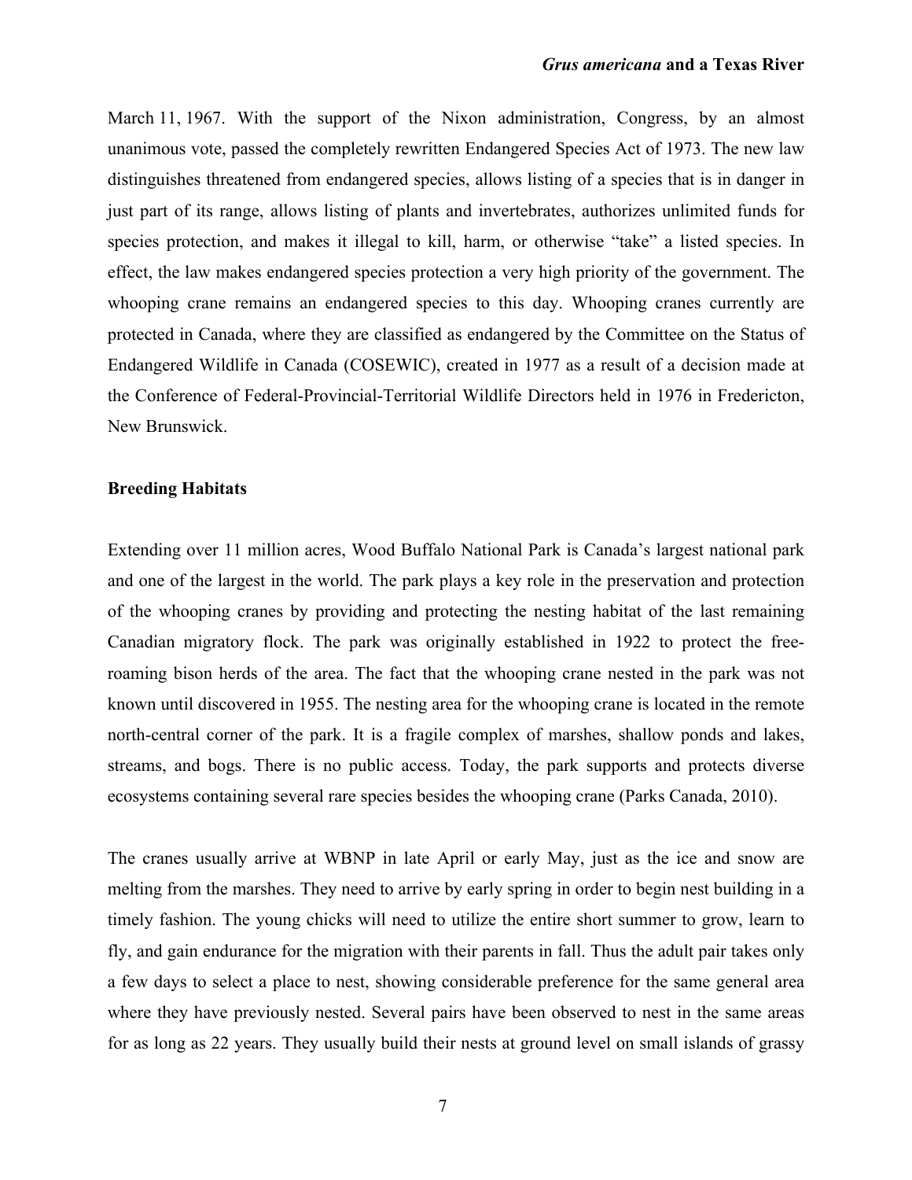March 11, 1967. With the support of the Nixon administration, Congress, by an almost unanimous vote, passed the completely rewritten Endangered Species Act of 1973. The new law distinguishes threatened from endangered species, allows listing of a species that is in danger in just part of its range, allows listing of plants and invertebrates, authorizes unlimited funds for species protection, and makes it illegal to kill, harm, or otherwise "take" a listed species. In effect, the law makes endangered species protection a very high priority of the government. The whooping crane remains an endangered species to this day. Whooping cranes currently are protected in Canada, where they are classified as endangered by the Committee on the Status of Endangered Wildlife in Canada (COSEWIC), created in 1977 as a result of a decision made at the Conference of Federal-Provincial-Territorial Wildlife Directors held in 1976 in Fredericton, New Brunswick.

**Breeding Habitats**

Extending over 11 million acres, Wood Buffalo National Park is Canada's largest national park and one of the largest in the world. The park plays a key role in the preservation and protection of the whooping cranes by providing and protecting the nesting habitat of the last remaining Canadian migratory flock. The park was originally established in 1922 to protect the free-roaming bison herds of the area. The fact that the whooping crane nested in the park was not known until discovered in 1955. The nesting area for the whooping crane is located in the remote north-central corner of the park. It is a fragile complex of marshes, shallow ponds and lakes, streams, and bogs. There is no public access. Today, the park supports and protects diverse ecosystems containing several rare species besides the whooping crane (Parks Canada, 2010).

The cranes usually arrive at WBNP in late April or early May, just as the ice and snow are melting from the marshes. They need to arrive by early spring in order to begin nest building in a timely fashion. The young chicks will need to utilize the entire short summer to grow, learn to fly, and gain endurance for the migration with their parents in fall. Thus the adult pair takes only a few days to select a place to nest, showing considerable preference for the same general area where they have previously nested. Several pairs have been observed to nest in the same areas for as long as 22 years. They usually build their nests at ground level on small islands of grassy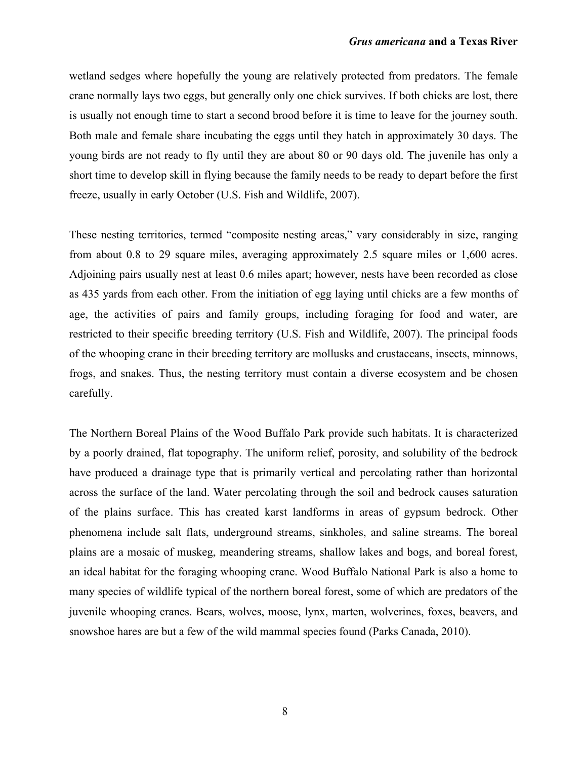wetland sedges where hopefully the young are relatively protected from predators. The female crane normally lays two eggs, but generally only one chick survives. If both chicks are lost, there is usually not enough time to start a second brood before it is time to leave for the journey south. Both male and female share incubating the eggs until they hatch in approximately 30 days. The young birds are not ready to fly until they are about 80 or 90 days old. The juvenile has only a short time to develop skill in flying because the family needs to be ready to depart before the first freeze, usually in early October (U.S. Fish and Wildlife, 2007).

These nesting territories, termed "composite nesting areas," vary considerably in size, ranging from about 0.8 to 29 square miles, averaging approximately 2.5 square miles or 1,600 acres. Adjoining pairs usually nest at least 0.6 miles apart; however, nests have been recorded as close as 435 yards from each other. From the initiation of egg laying until chicks are a few months of age, the activities of pairs and family groups, including foraging for food and water, are restricted to their specific breeding territory (U.S. Fish and Wildlife, 2007). The principal foods of the whooping crane in their breeding territory are mollusks and crustaceans, insects, minnows, frogs, and snakes. Thus, the nesting territory must contain a diverse ecosystem and be chosen carefully.

The Northern Boreal Plains of the Wood Buffalo Park provide such habitats. It is characterized by a poorly drained, flat topography. The uniform relief, porosity, and solubility of the bedrock have produced a drainage type that is primarily vertical and percolating rather than horizontal across the surface of the land. Water percolating through the soil and bedrock causes saturation of the plains surface. This has created karst landforms in areas of gypsum bedrock. Other phenomena include salt flats, underground streams, sinkholes, and saline streams. The boreal plains are a mosaic of muskeg, meandering streams, shallow lakes and bogs, and boreal forest, an ideal habitat for the foraging whooping crane. Wood Buffalo National Park is also a home to many species of wildlife typical of the northern boreal forest, some of which are predators of the juvenile whooping cranes. Bears, wolves, moose, lynx, marten, wolverines, foxes, beavers, and snowshoe hares are but a few of the wild mammal species found (Parks Canada, 2010).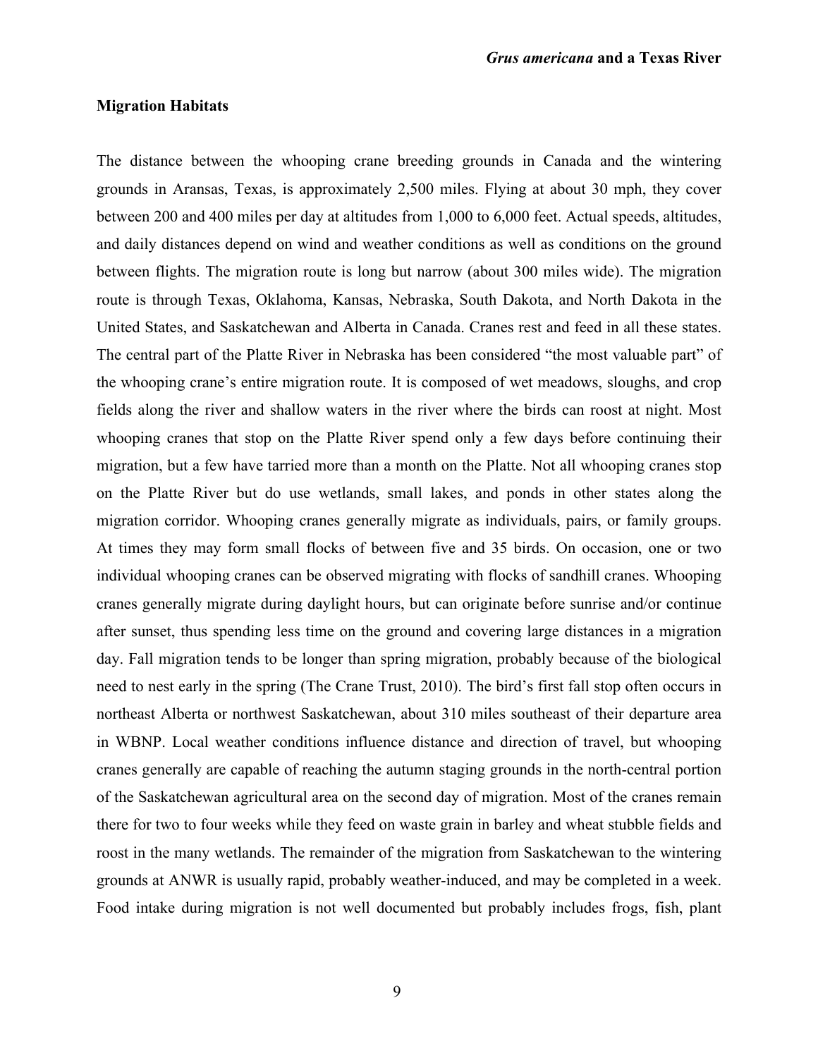## Migration Habitats

The distance between the whooping crane breeding grounds in Canada and the wintering grounds in Aransas, Texas, is approximately 2,500 miles. Flying at about 30 mph, they cover between 200 and 400 miles per day at altitudes from 1,000 to 6,000 feet. Actual speeds, altitudes, and daily distances depend on wind and weather conditions as well as conditions on the ground between flights. The migration route is long but narrow (about 300 miles wide). The migration route is through Texas, Oklahoma, Kansas, Nebraska, South Dakota, and North Dakota in the United States, and Saskatchewan and Alberta in Canada. Cranes rest and feed in all these states. The central part of the Platte River in Nebraska has been considered "the most valuable part" of the whooping crane's entire migration route. It is composed of wet meadows, sloughs, and crop fields along the river and shallow waters in the river where the birds can roost at night. Most whooping cranes that stop on the Platte River spend only a few days before continuing their migration, but a few have tarried more than a month on the Platte. Not all whooping cranes stop on the Platte River but do use wetlands, small lakes, and ponds in other states along the migration corridor. Whooping cranes generally migrate as individuals, pairs, or family groups. At times they may form small flocks of between five and 35 birds. On occasion, one or two individual whooping cranes can be observed migrating with flocks of sandhill cranes. Whooping cranes generally migrate during daylight hours, but can originate before sunrise and/or continue after sunset, thus spending less time on the ground and covering large distances in a migration day. Fall migration tends to be longer than spring migration, probably because of the biological need to nest early in the spring (The Crane Trust, 2010). The bird's first fall stop often occurs in northeast Alberta or northwest Saskatchewan, about 310 miles southeast of their departure area in WBNP. Local weather conditions influence distance and direction of travel, but whooping cranes generally are capable of reaching the autumn staging grounds in the north-central portion of the Saskatchewan agricultural area on the second day of migration. Most of the cranes remain there for two to four weeks while they feed on waste grain in barley and wheat stubble fields and roost in the many wetlands. The remainder of the migration from Saskatchewan to the wintering grounds at ANWR is usually rapid, probably weather-induced, and may be completed in a week. Food intake during migration is not well documented but probably includes frogs, fish, plant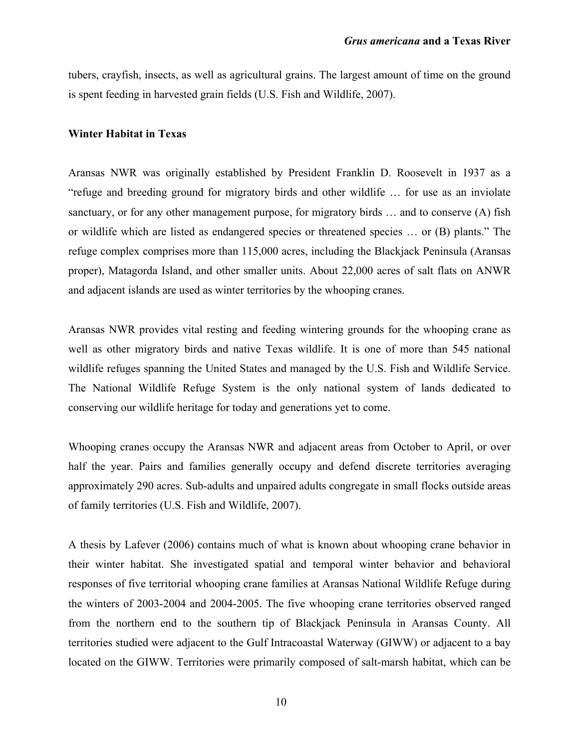tubers, crayfish, insects, as well as agricultural grains. The largest amount of time on the ground is spent feeding in harvested grain fields (U.S. Fish and Wildlife, 2007).

## Winter Habitat in Texas

Aransas NWR was originally established by President Franklin D. Roosevelt in 1937 as a "refuge and breeding ground for migratory birds and other wildlife … for use as an inviolate sanctuary, or for any other management purpose, for migratory birds … and to conserve (A) fish or wildlife which are listed as endangered species or threatened species … or (B) plants." The refuge complex comprises more than 115,000 acres, including the Blackjack Peninsula (Aransas proper), Matagorda Island, and other smaller units. About 22,000 acres of salt flats on ANWR and adjacent islands are used as winter territories by the whooping cranes.

Aransas NWR provides vital resting and feeding wintering grounds for the whooping crane as well as other migratory birds and native Texas wildlife. It is one of more than 545 national wildlife refuges spanning the United States and managed by the U.S. Fish and Wildlife Service. The National Wildlife Refuge System is the only national system of lands dedicated to conserving our wildlife heritage for today and generations yet to come.

Whooping cranes occupy the Aransas NWR and adjacent areas from October to April, or over half the year. Pairs and families generally occupy and defend discrete territories averaging approximately 290 acres. Sub-adults and unpaired adults congregate in small flocks outside areas of family territories (U.S. Fish and Wildlife, 2007).

A thesis by Lafever (2006) contains much of what is known about whooping crane behavior in their winter habitat. She investigated spatial and temporal winter behavior and behavioral responses of five territorial whooping crane families at Aransas National Wildlife Refuge during the winters of 2003-2004 and 2004-2005. The five whooping crane territories observed ranged from the northern end to the southern tip of Blackjack Peninsula in Aransas County. All territories studied were adjacent to the Gulf Intracoastal Waterway (GIWW) or adjacent to a bay located on the GIWW. Territories were primarily composed of salt-marsh habitat, which can be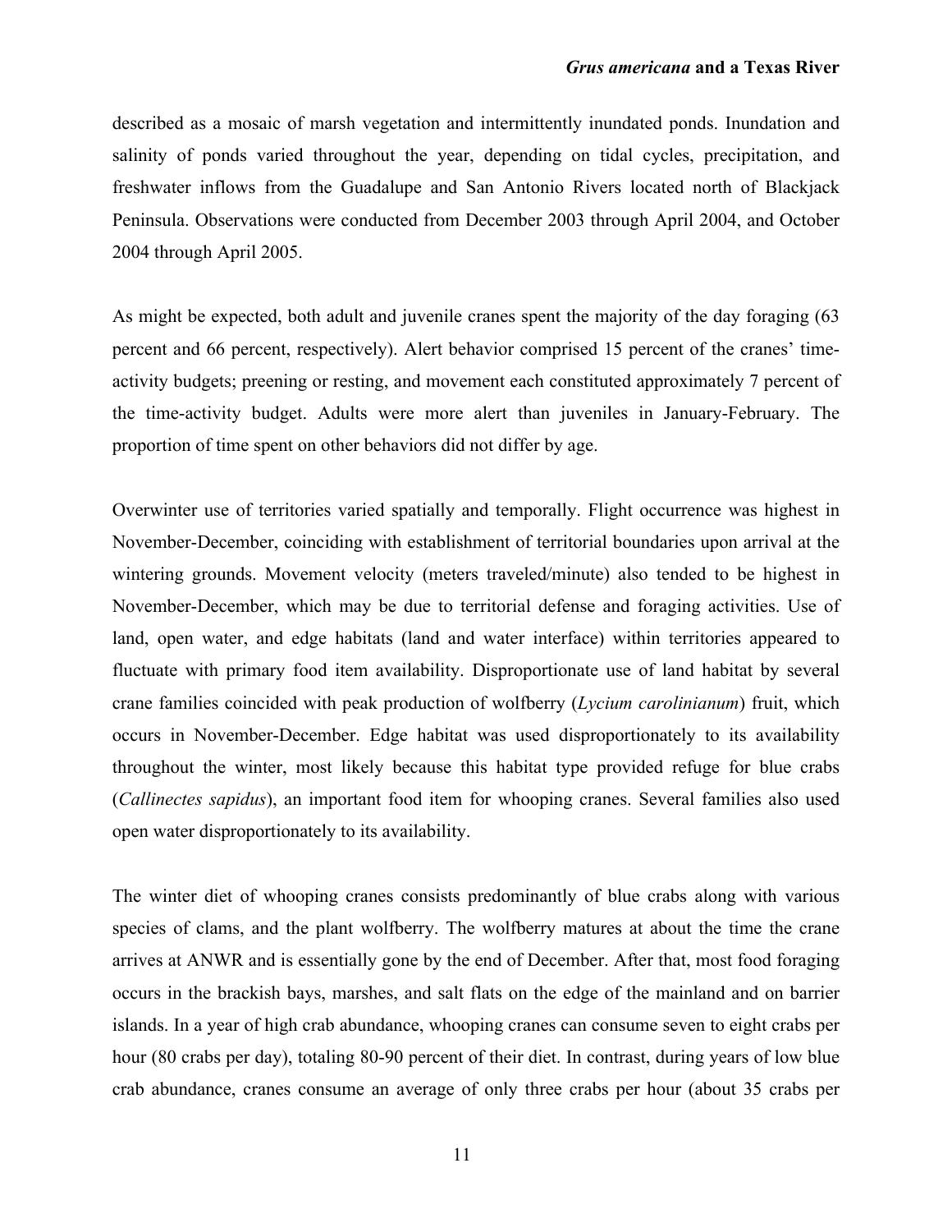described as a mosaic of marsh vegetation and intermittently inundated ponds. Inundation and salinity of ponds varied throughout the year, depending on tidal cycles, precipitation, and freshwater inflows from the Guadalupe and San Antonio Rivers located north of Blackjack Peninsula. Observations were conducted from December 2003 through April 2004, and October 2004 through April 2005.

As might be expected, both adult and juvenile cranes spent the majority of the day foraging (63 percent and 66 percent, respectively). Alert behavior comprised 15 percent of the cranes' time-activity budgets; preening or resting, and movement each constituted approximately 7 percent of the time-activity budget. Adults were more alert than juveniles in January-February. The proportion of time spent on other behaviors did not differ by age.

Overwinter use of territories varied spatially and temporally. Flight occurrence was highest in November-December, coinciding with establishment of territorial boundaries upon arrival at the wintering grounds. Movement velocity (meters traveled/minute) also tended to be highest in November-December, which may be due to territorial defense and foraging activities. Use of land, open water, and edge habitats (land and water interface) within territories appeared to fluctuate with primary food item availability. Disproportionate use of land habitat by several crane families coincided with peak production of wolfberry (*Lycium carolinianum*) fruit, which occurs in November-December. Edge habitat was used disproportionately to its availability throughout the winter, most likely because this habitat type provided refuge for blue crabs (*Callinectes sapidus*), an important food item for whooping cranes. Several families also used open water disproportionately to its availability.

The winter diet of whooping cranes consists predominantly of blue crabs along with various species of clams, and the plant wolfberry. The wolfberry matures at about the time the crane arrives at ANWR and is essentially gone by the end of December. After that, most food foraging occurs in the brackish bays, marshes, and salt flats on the edge of the mainland and on barrier islands. In a year of high crab abundance, whooping cranes can consume seven to eight crabs per hour (80 crabs per day), totaling 80-90 percent of their diet. In contrast, during years of low blue crab abundance, cranes consume an average of only three crabs per hour (about 35 crabs per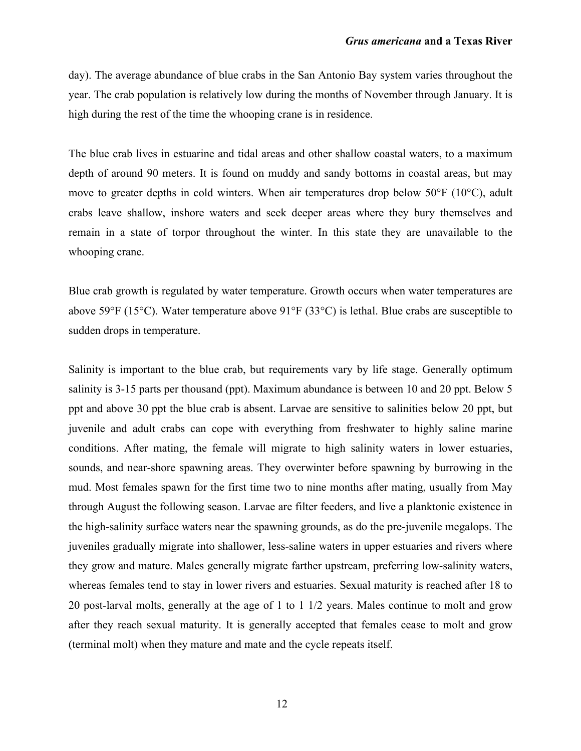day). The average abundance of blue crabs in the San Antonio Bay system varies throughout the year. The crab population is relatively low during the months of November through January. It is high during the rest of the time the whooping crane is in residence.

The blue crab lives in estuarine and tidal areas and other shallow coastal waters, to a maximum depth of around 90 meters. It is found on muddy and sandy bottoms in coastal areas, but may move to greater depths in cold winters. When air temperatures drop below 50°F (10°C), adult crabs leave shallow, inshore waters and seek deeper areas where they bury themselves and remain in a state of torpor throughout the winter. In this state they are unavailable to the whooping crane.

Blue crab growth is regulated by water temperature. Growth occurs when water temperatures are above 59°F (15°C). Water temperature above 91°F (33°C) is lethal. Blue crabs are susceptible to sudden drops in temperature.

Salinity is important to the blue crab, but requirements vary by life stage. Generally optimum salinity is 3-15 parts per thousand (ppt). Maximum abundance is between 10 and 20 ppt. Below 5 ppt and above 30 ppt the blue crab is absent. Larvae are sensitive to salinities below 20 ppt, but juvenile and adult crabs can cope with everything from freshwater to highly saline marine conditions. After mating, the female will migrate to high salinity waters in lower estuaries, sounds, and near-shore spawning areas. They overwinter before spawning by burrowing in the mud. Most females spawn for the first time two to nine months after mating, usually from May through August the following season. Larvae are filter feeders, and live a planktonic existence in the high-salinity surface waters near the spawning grounds, as do the pre-juvenile megalops. The juveniles gradually migrate into shallower, less-saline waters in upper estuaries and rivers where they grow and mature. Males generally migrate farther upstream, preferring low-salinity waters, whereas females tend to stay in lower rivers and estuaries. Sexual maturity is reached after 18 to 20 post-larval molts, generally at the age of 1 to 1 1/2 years. Males continue to molt and grow after they reach sexual maturity. It is generally accepted that females cease to molt and grow (terminal molt) when they mature and mate and the cycle repeats itself.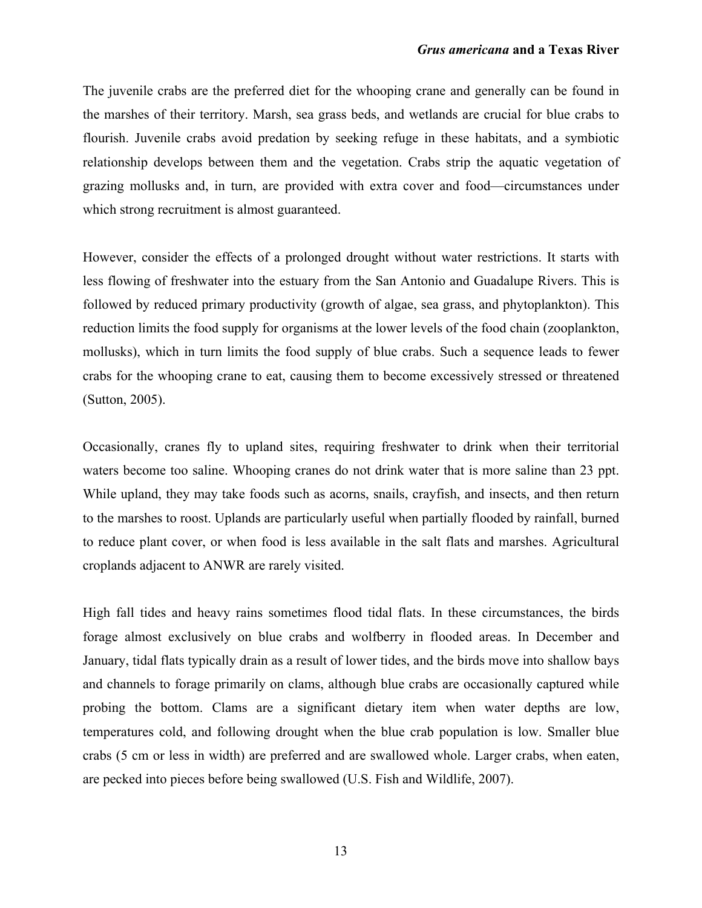The juvenile crabs are the preferred diet for the whooping crane and generally can be found in the marshes of their territory. Marsh, sea grass beds, and wetlands are crucial for blue crabs to flourish. Juvenile crabs avoid predation by seeking refuge in these habitats, and a symbiotic relationship develops between them and the vegetation. Crabs strip the aquatic vegetation of grazing mollusks and, in turn, are provided with extra cover and food—circumstances under which strong recruitment is almost guaranteed.

However, consider the effects of a prolonged drought without water restrictions. It starts with less flowing of freshwater into the estuary from the San Antonio and Guadalupe Rivers. This is followed by reduced primary productivity (growth of algae, sea grass, and phytoplankton). This reduction limits the food supply for organisms at the lower levels of the food chain (zooplankton, mollusks), which in turn limits the food supply of blue crabs. Such a sequence leads to fewer crabs for the whooping crane to eat, causing them to become excessively stressed or threatened (Sutton, 2005).

Occasionally, cranes fly to upland sites, requiring freshwater to drink when their territorial waters become too saline. Whooping cranes do not drink water that is more saline than 23 ppt. While upland, they may take foods such as acorns, snails, crayfish, and insects, and then return to the marshes to roost. Uplands are particularly useful when partially flooded by rainfall, burned to reduce plant cover, or when food is less available in the salt flats and marshes. Agricultural croplands adjacent to ANWR are rarely visited.

High fall tides and heavy rains sometimes flood tidal flats. In these circumstances, the birds forage almost exclusively on blue crabs and wolfberry in flooded areas. In December and January, tidal flats typically drain as a result of lower tides, and the birds move into shallow bays and channels to forage primarily on clams, although blue crabs are occasionally captured while probing the bottom. Clams are a significant dietary item when water depths are low, temperatures cold, and following drought when the blue crab population is low. Smaller blue crabs (5 cm or less in width) are preferred and are swallowed whole. Larger crabs, when eaten, are pecked into pieces before being swallowed (U.S. Fish and Wildlife, 2007).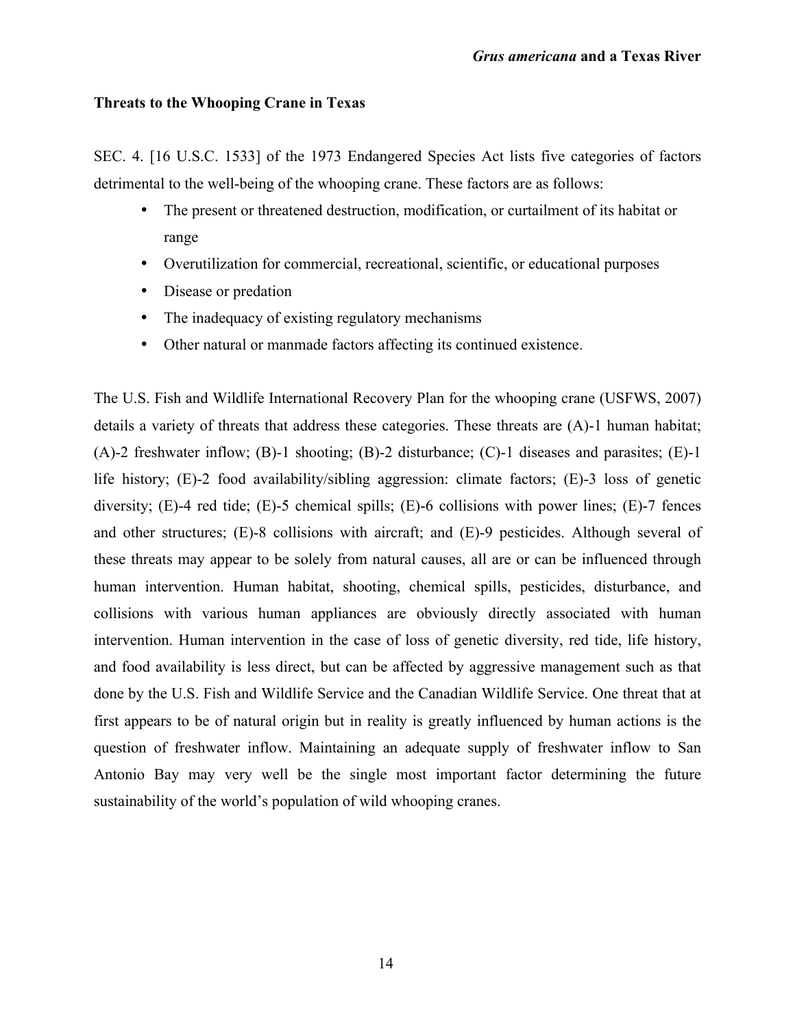## Threats to the Whooping Crane in Texas

SEC. 4. [16 U.S.C. 1533] of the 1973 Endangered Species Act lists five categories of factors detrimental to the well-being of the whooping crane. These factors are as follows:

- The present or threatened destruction, modification, or curtailment of its habitat or range
- Overutilization for commercial, recreational, scientific, or educational purposes
- Disease or predation
- The inadequacy of existing regulatory mechanisms
- Other natural or manmade factors affecting its continued existence.

The U.S. Fish and Wildlife International Recovery Plan for the whooping crane (USFWS, 2007) details a variety of threats that address these categories. These threats are (A)-1 human habitat; (A)-2 freshwater inflow; (B)-1 shooting; (B)-2 disturbance; (C)-1 diseases and parasites; (E)-1 life history; (E)-2 food availability/sibling aggression: climate factors; (E)-3 loss of genetic diversity; (E)-4 red tide; (E)-5 chemical spills; (E)-6 collisions with power lines; (E)-7 fences and other structures; (E)-8 collisions with aircraft; and (E)-9 pesticides. Although several of these threats may appear to be solely from natural causes, all are or can be influenced through human intervention. Human habitat, shooting, chemical spills, pesticides, disturbance, and collisions with various human appliances are obviously directly associated with human intervention. Human intervention in the case of loss of genetic diversity, red tide, life history, and food availability is less direct, but can be affected by aggressive management such as that done by the U.S. Fish and Wildlife Service and the Canadian Wildlife Service. One threat that at first appears to be of natural origin but in reality is greatly influenced by human actions is the question of freshwater inflow. Maintaining an adequate supply of freshwater inflow to San Antonio Bay may very well be the single most important factor determining the future sustainability of the world's population of wild whooping cranes.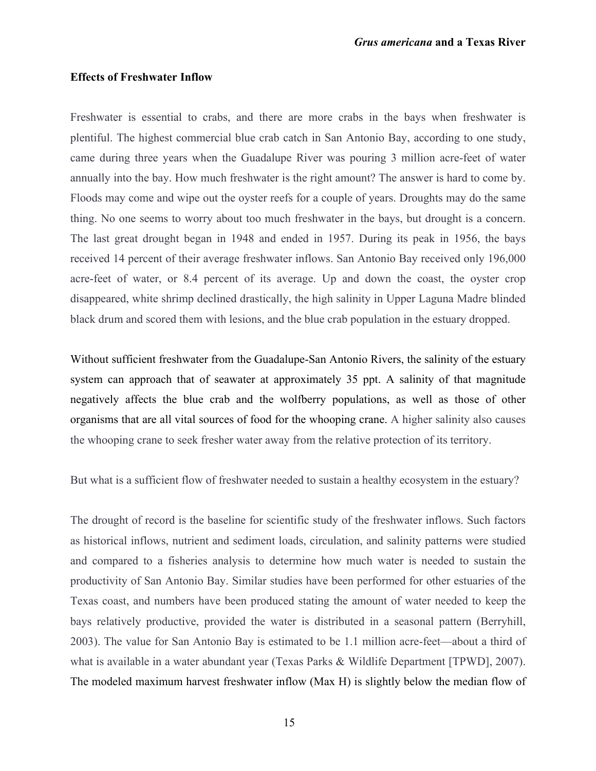## Effects of Freshwater Inflow

Freshwater is essential to crabs, and there are more crabs in the bays when freshwater is plentiful. The highest commercial blue crab catch in San Antonio Bay, according to one study, came during three years when the Guadalupe River was pouring 3 million acre-feet of water annually into the bay. How much freshwater is the right amount? The answer is hard to come by. Floods may come and wipe out the oyster reefs for a couple of years. Droughts may do the same thing. No one seems to worry about too much freshwater in the bays, but drought is a concern. The last great drought began in 1948 and ended in 1957. During its peak in 1956, the bays received 14 percent of their average freshwater inflows. San Antonio Bay received only 196,000 acre-feet of water, or 8.4 percent of its average. Up and down the coast, the oyster crop disappeared, white shrimp declined drastically, the high salinity in Upper Laguna Madre blinded black drum and scored them with lesions, and the blue crab population in the estuary dropped.

Without sufficient freshwater from the Guadalupe-San Antonio Rivers, the salinity of the estuary system can approach that of seawater at approximately 35 ppt. A salinity of that magnitude negatively affects the blue crab and the wolfberry populations, as well as those of other organisms that are all vital sources of food for the whooping crane. A higher salinity also causes the whooping crane to seek fresher water away from the relative protection of its territory.

But what is a sufficient flow of freshwater needed to sustain a healthy ecosystem in the estuary?

The drought of record is the baseline for scientific study of the freshwater inflows. Such factors as historical inflows, nutrient and sediment loads, circulation, and salinity patterns were studied and compared to a fisheries analysis to determine how much water is needed to sustain the productivity of San Antonio Bay. Similar studies have been performed for other estuaries of the Texas coast, and numbers have been produced stating the amount of water needed to keep the bays relatively productive, provided the water is distributed in a seasonal pattern (Berryhill, 2003). The value for San Antonio Bay is estimated to be 1.1 million acre-feet—about a third of what is available in a water abundant year (Texas Parks & Wildlife Department [TPWD], 2007). The modeled maximum harvest freshwater inflow (Max H) is slightly below the median flow of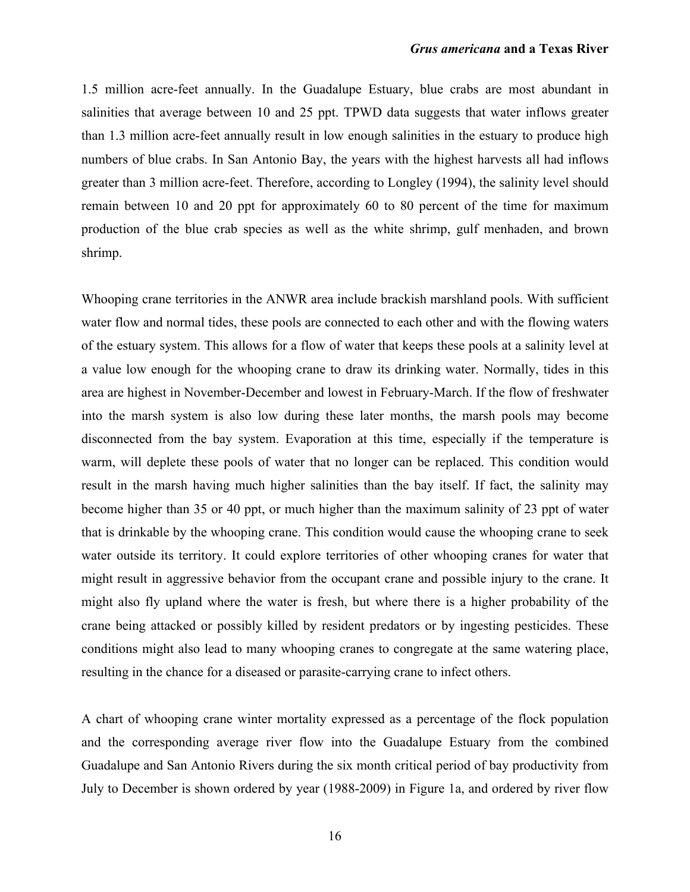1.5 million acre-feet annually. In the Guadalupe Estuary, blue crabs are most abundant in salinities that average between 10 and 25 ppt. TPWD data suggests that water inflows greater than 1.3 million acre-feet annually result in low enough salinities in the estuary to produce high numbers of blue crabs. In San Antonio Bay, the years with the highest harvests all had inflows greater than 3 million acre-feet. Therefore, according to Longley (1994), the salinity level should remain between 10 and 20 ppt for approximately 60 to 80 percent of the time for maximum production of the blue crab species as well as the white shrimp, gulf menhaden, and brown shrimp.

Whooping crane territories in the ANWR area include brackish marshland pools. With sufficient water flow and normal tides, these pools are connected to each other and with the flowing waters of the estuary system. This allows for a flow of water that keeps these pools at a salinity level at a value low enough for the whooping crane to draw its drinking water. Normally, tides in this area are highest in November-December and lowest in February-March. If the flow of freshwater into the marsh system is also low during these later months, the marsh pools may become disconnected from the bay system. Evaporation at this time, especially if the temperature is warm, will deplete these pools of water that no longer can be replaced. This condition would result in the marsh having much higher salinities than the bay itself. If fact, the salinity may become higher than 35 or 40 ppt, or much higher than the maximum salinity of 23 ppt of water that is drinkable by the whooping crane. This condition would cause the whooping crane to seek water outside its territory. It could explore territories of other whooping cranes for water that might result in aggressive behavior from the occupant crane and possible injury to the crane. It might also fly upland where the water is fresh, but where there is a higher probability of the crane being attacked or possibly killed by resident predators or by ingesting pesticides. These conditions might also lead to many whooping cranes to congregate at the same watering place, resulting in the chance for a diseased or parasite-carrying crane to infect others.

A chart of whooping crane winter mortality expressed as a percentage of the flock population and the corresponding average river flow into the Guadalupe Estuary from the combined Guadalupe and San Antonio Rivers during the six month critical period of bay productivity from July to December is shown ordered by year (1988-2009) in Figure 1a, and ordered by river flow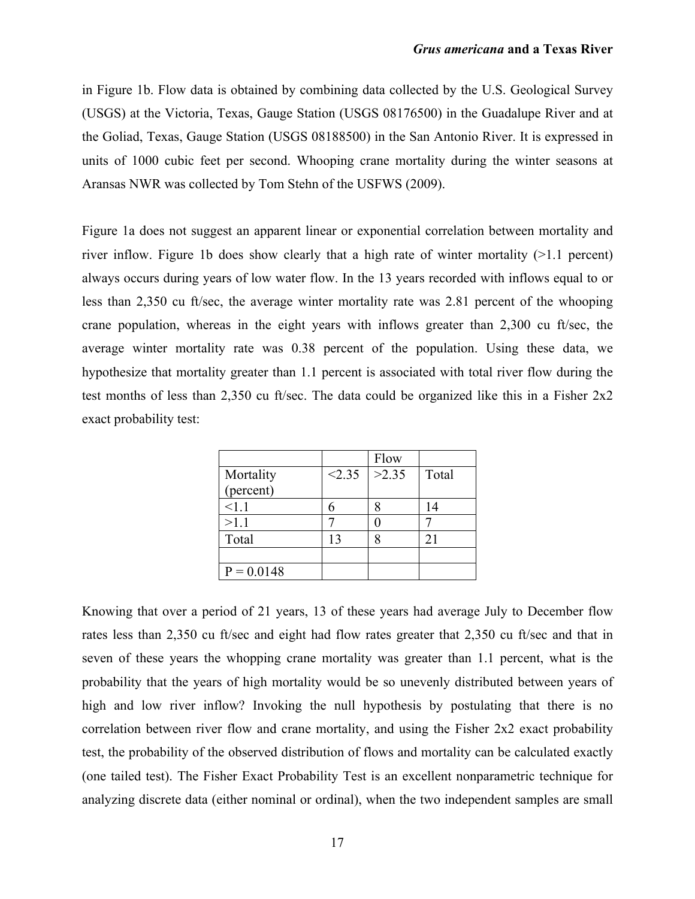in Figure 1b. Flow data is obtained by combining data collected by the U.S. Geological Survey (USGS) at the Victoria, Texas, Gauge Station (USGS 08176500) in the Guadalupe River and at the Goliad, Texas, Gauge Station (USGS 08188500) in the San Antonio River. It is expressed in units of 1000 cubic feet per second. Whooping crane mortality during the winter seasons at Aransas NWR was collected by Tom Stehn of the USFWS (2009).

Figure 1a does not suggest an apparent linear or exponential correlation between mortality and river inflow. Figure 1b does show clearly that a high rate of winter mortality (>1.1 percent) always occurs during years of low water flow. In the 13 years recorded with inflows equal to or less than 2,350 cu ft/sec, the average winter mortality rate was 2.81 percent of the whooping crane population, whereas in the eight years with inflows greater than 2,300 cu ft/sec, the average winter mortality rate was 0.38 percent of the population. Using these data, we hypothesize that mortality greater than 1.1 percent is associated with total river flow during the test months of less than 2,350 cu ft/sec. The data could be organized like this in a Fisher 2x2 exact probability test:

| | | Flow | |
|---|---|---|---|
| Mortality (percent) | <2.35 | >2.35 | Total |
| <1.1 | 6 | 8 | 14 |
| >1.1 | 7 | 0 | 7 |
| Total | 13 | 8 | 21 |
| | | | |
| P = 0.0148 | | | |

Knowing that over a period of 21 years, 13 of these years had average July to December flow rates less than 2,350 cu ft/sec and eight had flow rates greater that 2,350 cu ft/sec and that in seven of these years the whopping crane mortality was greater than 1.1 percent, what is the probability that the years of high mortality would be so unevenly distributed between years of high and low river inflow? Invoking the null hypothesis by postulating that there is no correlation between river flow and crane mortality, and using the Fisher 2x2 exact probability test, the probability of the observed distribution of flows and mortality can be calculated exactly (one tailed test). The Fisher Exact Probability Test is an excellent nonparametric technique for analyzing discrete data (either nominal or ordinal), when the two independent samples are small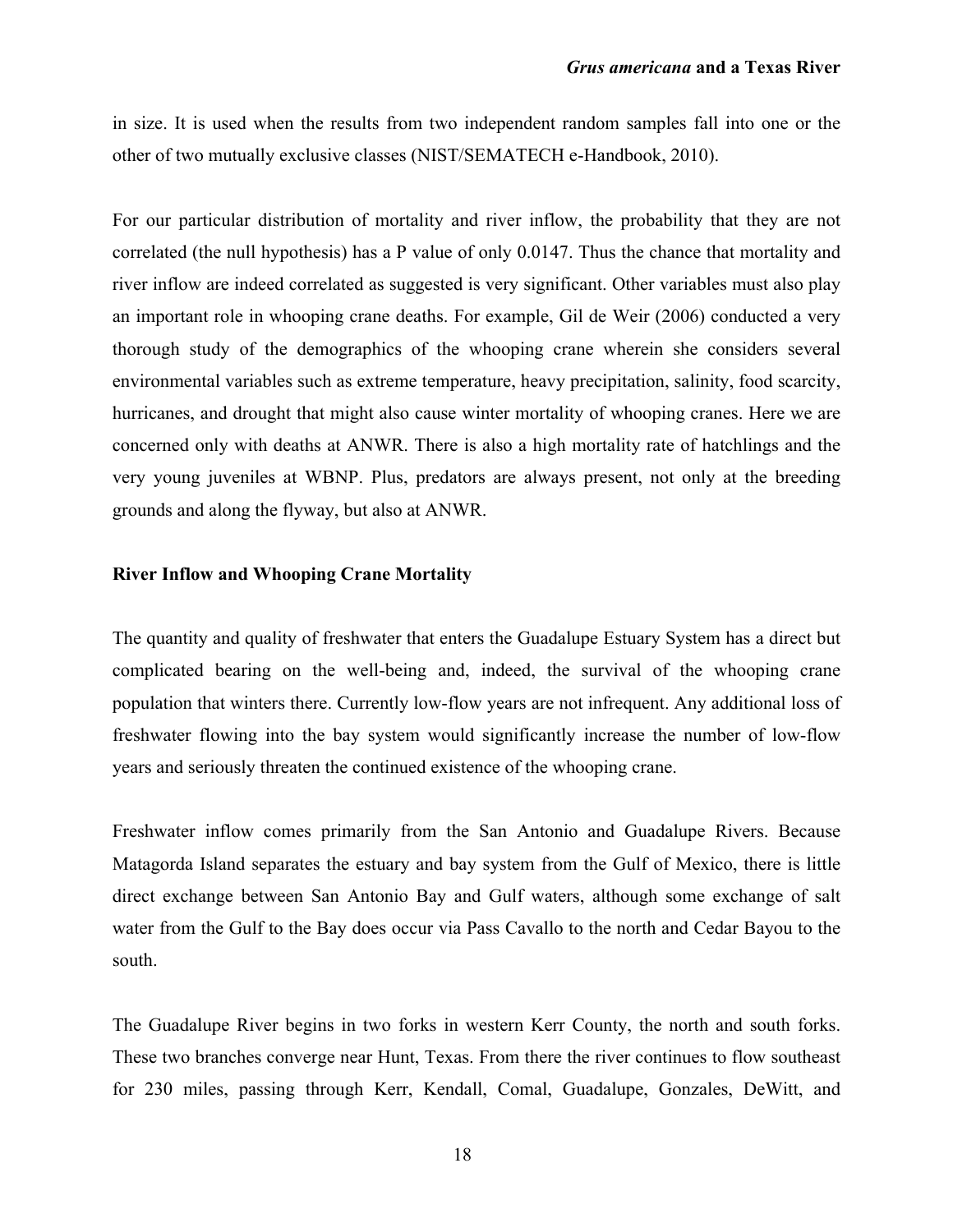in size. It is used when the results from two independent random samples fall into one or the other of two mutually exclusive classes (NIST/SEMATECH e-Handbook, 2010).

For our particular distribution of mortality and river inflow, the probability that they are not correlated (the null hypothesis) has a P value of only 0.0147. Thus the chance that mortality and river inflow are indeed correlated as suggested is very significant. Other variables must also play an important role in whooping crane deaths. For example, Gil de Weir (2006) conducted a very thorough study of the demographics of the whooping crane wherein she considers several environmental variables such as extreme temperature, heavy precipitation, salinity, food scarcity, hurricanes, and drought that might also cause winter mortality of whooping cranes. Here we are concerned only with deaths at ANWR. There is also a high mortality rate of hatchlings and the very young juveniles at WBNP. Plus, predators are always present, not only at the breeding grounds and along the flyway, but also at ANWR.

### River Inflow and Whooping Crane Mortality

The quantity and quality of freshwater that enters the Guadalupe Estuary System has a direct but complicated bearing on the well-being and, indeed, the survival of the whooping crane population that winters there. Currently low-flow years are not infrequent. Any additional loss of freshwater flowing into the bay system would significantly increase the number of low-flow years and seriously threaten the continued existence of the whooping crane.

Freshwater inflow comes primarily from the San Antonio and Guadalupe Rivers. Because Matagorda Island separates the estuary and bay system from the Gulf of Mexico, there is little direct exchange between San Antonio Bay and Gulf waters, although some exchange of salt water from the Gulf to the Bay does occur via Pass Cavallo to the north and Cedar Bayou to the south.

The Guadalupe River begins in two forks in western Kerr County, the north and south forks. These two branches converge near Hunt, Texas. From there the river continues to flow southeast for 230 miles, passing through Kerr, Kendall, Comal, Guadalupe, Gonzales, DeWitt, and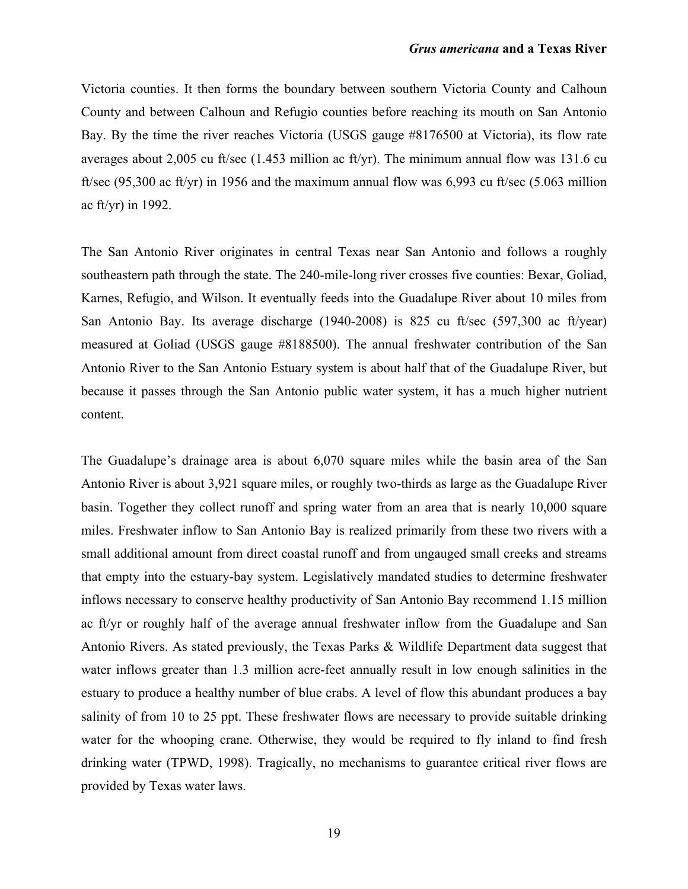Victoria counties. It then forms the boundary between southern Victoria County and Calhoun County and between Calhoun and Refugio counties before reaching its mouth on San Antonio Bay. By the time the river reaches Victoria (USGS gauge #8176500 at Victoria), its flow rate averages about 2,005 cu ft/sec (1.453 million ac ft/yr). The minimum annual flow was 131.6 cu ft/sec (95,300 ac ft/yr) in 1956 and the maximum annual flow was 6,993 cu ft/sec (5.063 million ac ft/yr) in 1992.

The San Antonio River originates in central Texas near San Antonio and follows a roughly southeastern path through the state. The 240-mile-long river crosses five counties: Bexar, Goliad, Karnes, Refugio, and Wilson. It eventually feeds into the Guadalupe River about 10 miles from San Antonio Bay. Its average discharge (1940-2008) is 825 cu ft/sec (597,300 ac ft/year) measured at Goliad (USGS gauge #8188500). The annual freshwater contribution of the San Antonio River to the San Antonio Estuary system is about half that of the Guadalupe River, but because it passes through the San Antonio public water system, it has a much higher nutrient content.

The Guadalupe's drainage area is about 6,070 square miles while the basin area of the San Antonio River is about 3,921 square miles, or roughly two-thirds as large as the Guadalupe River basin. Together they collect runoff and spring water from an area that is nearly 10,000 square miles. Freshwater inflow to San Antonio Bay is realized primarily from these two rivers with a small additional amount from direct coastal runoff and from ungauged small creeks and streams that empty into the estuary-bay system. Legislatively mandated studies to determine freshwater inflows necessary to conserve healthy productivity of San Antonio Bay recommend 1.15 million ac ft/yr or roughly half of the average annual freshwater inflow from the Guadalupe and San Antonio Rivers. As stated previously, the Texas Parks & Wildlife Department data suggest that water inflows greater than 1.3 million acre-feet annually result in low enough salinities in the estuary to produce a healthy number of blue crabs. A level of flow this abundant produces a bay salinity of from 10 to 25 ppt. These freshwater flows are necessary to provide suitable drinking water for the whooping crane. Otherwise, they would be required to fly inland to find fresh drinking water (TPWD, 1998). Tragically, no mechanisms to guarantee critical river flows are provided by Texas water laws.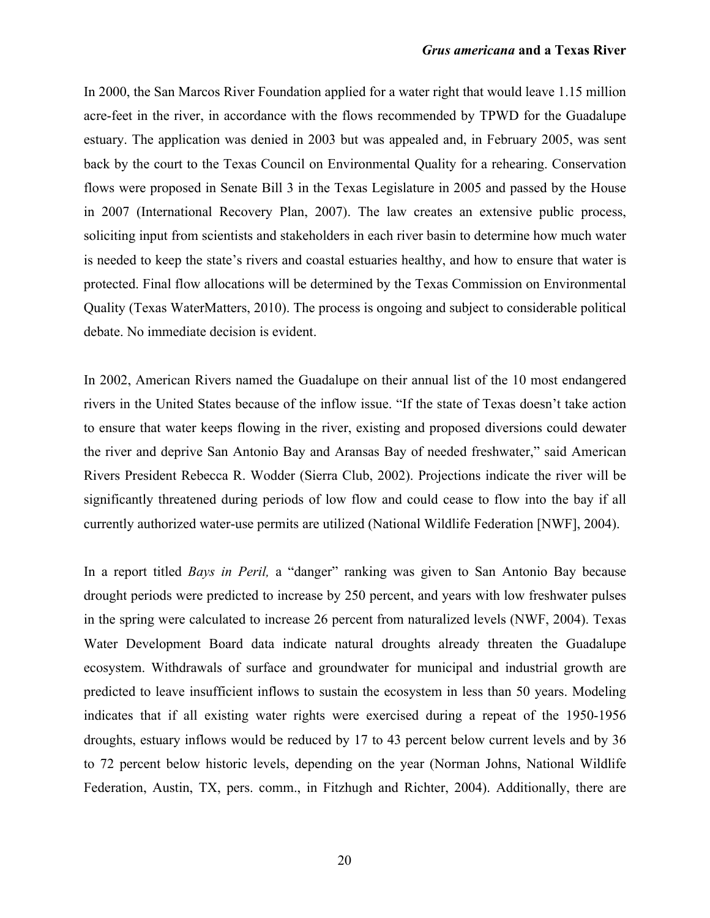In 2000, the San Marcos River Foundation applied for a water right that would leave 1.15 million acre-feet in the river, in accordance with the flows recommended by TPWD for the Guadalupe estuary. The application was denied in 2003 but was appealed and, in February 2005, was sent back by the court to the Texas Council on Environmental Quality for a rehearing. Conservation flows were proposed in Senate Bill 3 in the Texas Legislature in 2005 and passed by the House in 2007 (International Recovery Plan, 2007). The law creates an extensive public process, soliciting input from scientists and stakeholders in each river basin to determine how much water is needed to keep the state's rivers and coastal estuaries healthy, and how to ensure that water is protected. Final flow allocations will be determined by the Texas Commission on Environmental Quality (Texas WaterMatters, 2010). The process is ongoing and subject to considerable political debate. No immediate decision is evident.

In 2002, American Rivers named the Guadalupe on their annual list of the 10 most endangered rivers in the United States because of the inflow issue. "If the state of Texas doesn't take action to ensure that water keeps flowing in the river, existing and proposed diversions could dewater the river and deprive San Antonio Bay and Aransas Bay of needed freshwater," said American Rivers President Rebecca R. Wodder (Sierra Club, 2002). Projections indicate the river will be significantly threatened during periods of low flow and could cease to flow into the bay if all currently authorized water-use permits are utilized (National Wildlife Federation [NWF], 2004).

In a report titled *Bays in Peril,* a "danger" ranking was given to San Antonio Bay because drought periods were predicted to increase by 250 percent, and years with low freshwater pulses in the spring were calculated to increase 26 percent from naturalized levels (NWF, 2004). Texas Water Development Board data indicate natural droughts already threaten the Guadalupe ecosystem. Withdrawals of surface and groundwater for municipal and industrial growth are predicted to leave insufficient inflows to sustain the ecosystem in less than 50 years. Modeling indicates that if all existing water rights were exercised during a repeat of the 1950-1956 droughts, estuary inflows would be reduced by 17 to 43 percent below current levels and by 36 to 72 percent below historic levels, depending on the year (Norman Johns, National Wildlife Federation, Austin, TX, pers. comm., in Fitzhugh and Richter, 2004). Additionally, there are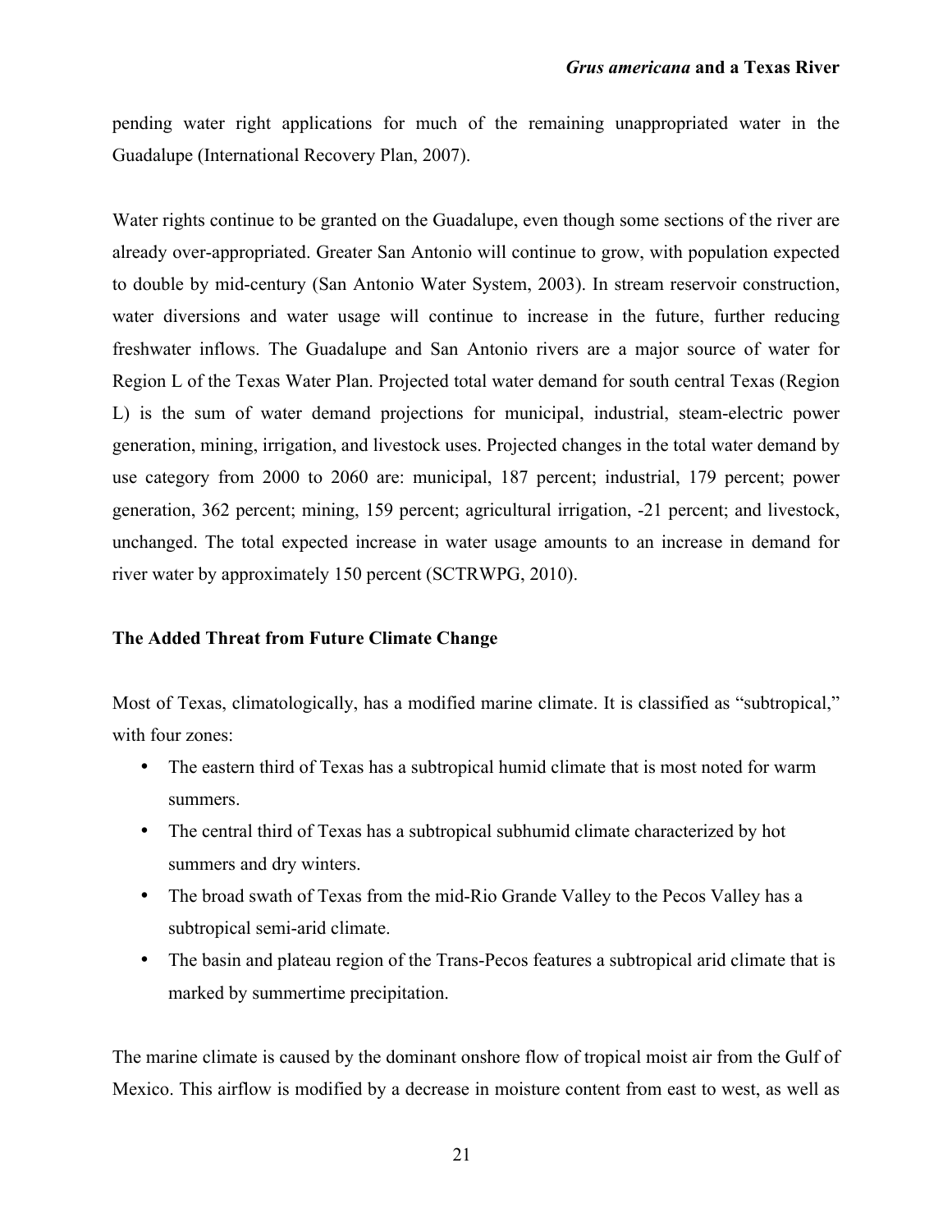pending water right applications for much of the remaining unappropriated water in the Guadalupe (International Recovery Plan, 2007).

Water rights continue to be granted on the Guadalupe, even though some sections of the river are already over-appropriated. Greater San Antonio will continue to grow, with population expected to double by mid-century (San Antonio Water System, 2003). In stream reservoir construction, water diversions and water usage will continue to increase in the future, further reducing freshwater inflows. The Guadalupe and San Antonio rivers are a major source of water for Region L of the Texas Water Plan. Projected total water demand for south central Texas (Region L) is the sum of water demand projections for municipal, industrial, steam-electric power generation, mining, irrigation, and livestock uses. Projected changes in the total water demand by use category from 2000 to 2060 are: municipal, 187 percent; industrial, 179 percent; power generation, 362 percent; mining, 159 percent; agricultural irrigation, -21 percent; and livestock, unchanged. The total expected increase in water usage amounts to an increase in demand for river water by approximately 150 percent (SCTRWPG, 2010).

**The Added Threat from Future Climate Change**

Most of Texas, climatologically, has a modified marine climate. It is classified as "subtropical," with four zones:

- The eastern third of Texas has a subtropical humid climate that is most noted for warm summers.
- The central third of Texas has a subtropical subhumid climate characterized by hot summers and dry winters.
- The broad swath of Texas from the mid-Rio Grande Valley to the Pecos Valley has a subtropical semi-arid climate.
- The basin and plateau region of the Trans-Pecos features a subtropical arid climate that is marked by summertime precipitation.

The marine climate is caused by the dominant onshore flow of tropical moist air from the Gulf of Mexico. This airflow is modified by a decrease in moisture content from east to west, as well as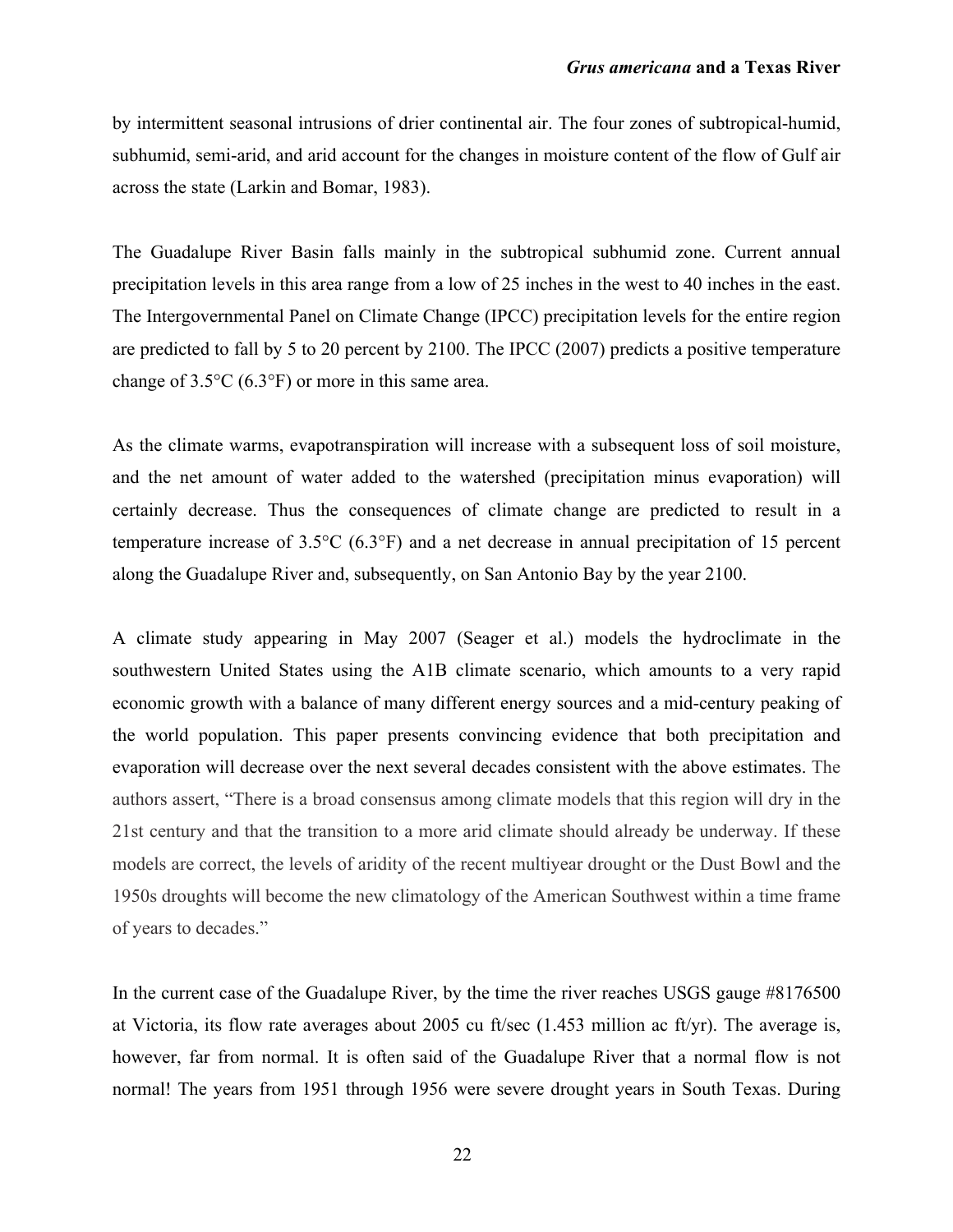by intermittent seasonal intrusions of drier continental air. The four zones of subtropical-humid, subhumid, semi-arid, and arid account for the changes in moisture content of the flow of Gulf air across the state (Larkin and Bomar, 1983).

The Guadalupe River Basin falls mainly in the subtropical subhumid zone. Current annual precipitation levels in this area range from a low of 25 inches in the west to 40 inches in the east. The Intergovernmental Panel on Climate Change (IPCC) precipitation levels for the entire region are predicted to fall by 5 to 20 percent by 2100. The IPCC (2007) predicts a positive temperature change of 3.5°C (6.3°F) or more in this same area.

As the climate warms, evapotranspiration will increase with a subsequent loss of soil moisture, and the net amount of water added to the watershed (precipitation minus evaporation) will certainly decrease. Thus the consequences of climate change are predicted to result in a temperature increase of 3.5°C (6.3°F) and a net decrease in annual precipitation of 15 percent along the Guadalupe River and, subsequently, on San Antonio Bay by the year 2100.

A climate study appearing in May 2007 (Seager et al.) models the hydroclimate in the southwestern United States using the A1B climate scenario, which amounts to a very rapid economic growth with a balance of many different energy sources and a mid-century peaking of the world population. This paper presents convincing evidence that both precipitation and evaporation will decrease over the next several decades consistent with the above estimates. The authors assert, "There is a broad consensus among climate models that this region will dry in the 21st century and that the transition to a more arid climate should already be underway. If these models are correct, the levels of aridity of the recent multiyear drought or the Dust Bowl and the 1950s droughts will become the new climatology of the American Southwest within a time frame of years to decades."

In the current case of the Guadalupe River, by the time the river reaches USGS gauge #8176500 at Victoria, its flow rate averages about 2005 cu ft/sec (1.453 million ac ft/yr). The average is, however, far from normal. It is often said of the Guadalupe River that a normal flow is not normal! The years from 1951 through 1956 were severe drought years in South Texas. During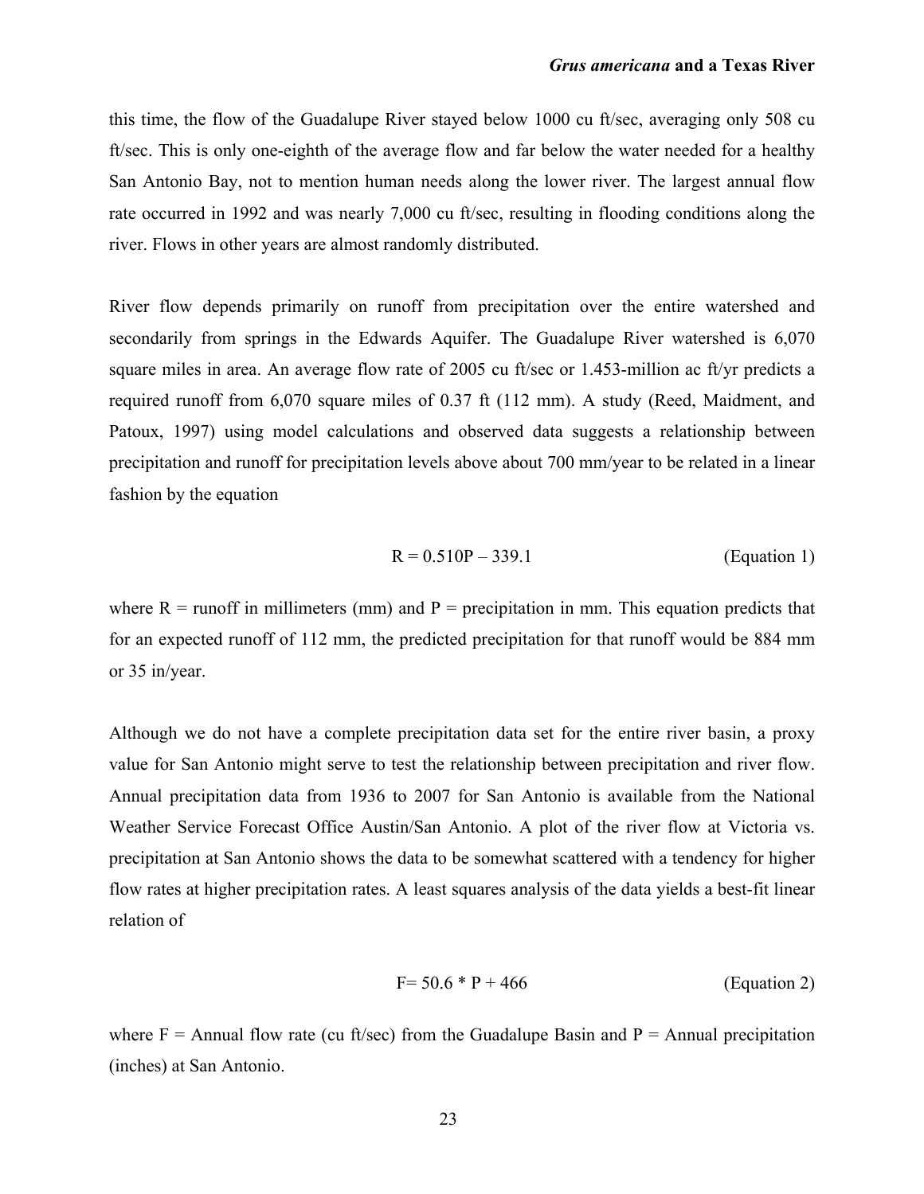this time, the flow of the Guadalupe River stayed below 1000 cu ft/sec, averaging only 508 cu ft/sec. This is only one-eighth of the average flow and far below the water needed for a healthy San Antonio Bay, not to mention human needs along the lower river. The largest annual flow rate occurred in 1992 and was nearly 7,000 cu ft/sec, resulting in flooding conditions along the river. Flows in other years are almost randomly distributed.

River flow depends primarily on runoff from precipitation over the entire watershed and secondarily from springs in the Edwards Aquifer. The Guadalupe River watershed is 6,070 square miles in area. An average flow rate of 2005 cu ft/sec or 1.453-million ac ft/yr predicts a required runoff from 6,070 square miles of 0.37 ft (112 mm). A study (Reed, Maidment, and Patoux, 1997) using model calculations and observed data suggests a relationship between precipitation and runoff for precipitation levels above about 700 mm/year to be related in a linear fashion by the equation

$$R = 0.510P - 339.1 \qquad \text{(Equation 1)}$$

where R = runoff in millimeters (mm) and P = precipitation in mm. This equation predicts that for an expected runoff of 112 mm, the predicted precipitation for that runoff would be 884 mm or 35 in/year.

Although we do not have a complete precipitation data set for the entire river basin, a proxy value for San Antonio might serve to test the relationship between precipitation and river flow. Annual precipitation data from 1936 to 2007 for San Antonio is available from the National Weather Service Forecast Office Austin/San Antonio. A plot of the river flow at Victoria vs. precipitation at San Antonio shows the data to be somewhat scattered with a tendency for higher flow rates at higher precipitation rates. A least squares analysis of the data yields a best-fit linear relation of

$$F = 50.6 * P + 466 \qquad \text{(Equation 2)}$$

where F = Annual flow rate (cu ft/sec) from the Guadalupe Basin and P = Annual precipitation (inches) at San Antonio.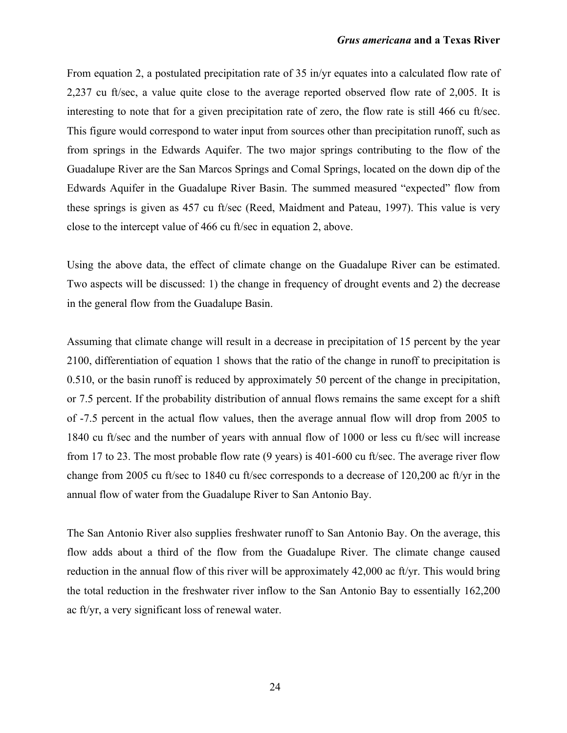From equation 2, a postulated precipitation rate of 35 in/yr equates into a calculated flow rate of 2,237 cu ft/sec, a value quite close to the average reported observed flow rate of 2,005. It is interesting to note that for a given precipitation rate of zero, the flow rate is still 466 cu ft/sec. This figure would correspond to water input from sources other than precipitation runoff, such as from springs in the Edwards Aquifer. The two major springs contributing to the flow of the Guadalupe River are the San Marcos Springs and Comal Springs, located on the down dip of the Edwards Aquifer in the Guadalupe River Basin. The summed measured "expected" flow from these springs is given as 457 cu ft/sec (Reed, Maidment and Pateau, 1997). This value is very close to the intercept value of 466 cu ft/sec in equation 2, above.

Using the above data, the effect of climate change on the Guadalupe River can be estimated. Two aspects will be discussed: 1) the change in frequency of drought events and 2) the decrease in the general flow from the Guadalupe Basin.

Assuming that climate change will result in a decrease in precipitation of 15 percent by the year 2100, differentiation of equation 1 shows that the ratio of the change in runoff to precipitation is 0.510, or the basin runoff is reduced by approximately 50 percent of the change in precipitation, or 7.5 percent. If the probability distribution of annual flows remains the same except for a shift of -7.5 percent in the actual flow values, then the average annual flow will drop from 2005 to 1840 cu ft/sec and the number of years with annual flow of 1000 or less cu ft/sec will increase from 17 to 23. The most probable flow rate (9 years) is 401-600 cu ft/sec. The average river flow change from 2005 cu ft/sec to 1840 cu ft/sec corresponds to a decrease of 120,200 ac ft/yr in the annual flow of water from the Guadalupe River to San Antonio Bay.

The San Antonio River also supplies freshwater runoff to San Antonio Bay. On the average, this flow adds about a third of the flow from the Guadalupe River. The climate change caused reduction in the annual flow of this river will be approximately 42,000 ac ft/yr. This would bring the total reduction in the freshwater river inflow to the San Antonio Bay to essentially 162,200 ac ft/yr, a very significant loss of renewal water.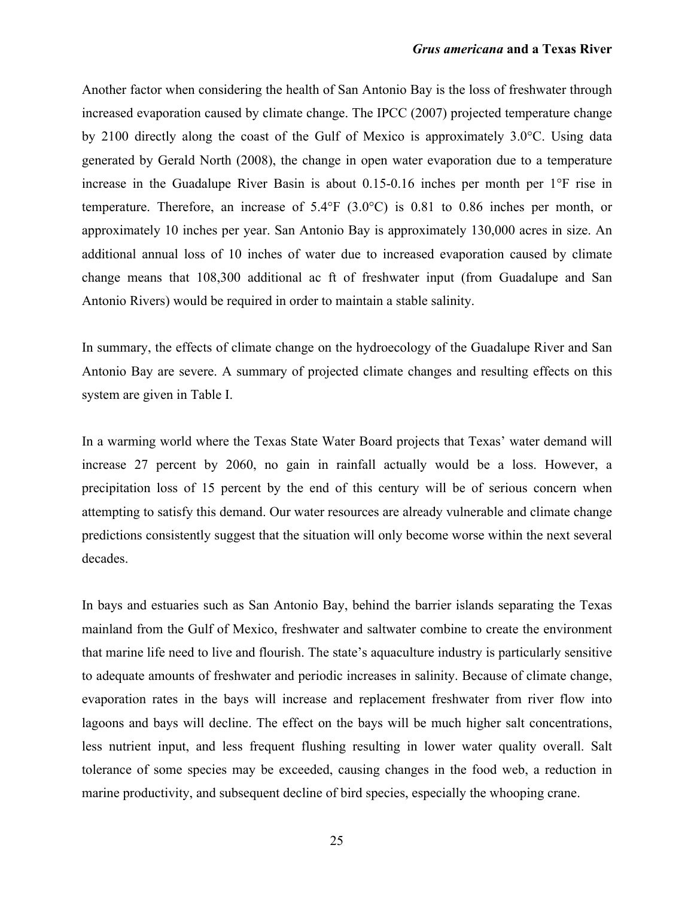Another factor when considering the health of San Antonio Bay is the loss of freshwater through increased evaporation caused by climate change. The IPCC (2007) projected temperature change by 2100 directly along the coast of the Gulf of Mexico is approximately 3.0°C. Using data generated by Gerald North (2008), the change in open water evaporation due to a temperature increase in the Guadalupe River Basin is about 0.15-0.16 inches per month per 1°F rise in temperature. Therefore, an increase of 5.4°F (3.0°C) is 0.81 to 0.86 inches per month, or approximately 10 inches per year. San Antonio Bay is approximately 130,000 acres in size. An additional annual loss of 10 inches of water due to increased evaporation caused by climate change means that 108,300 additional ac ft of freshwater input (from Guadalupe and San Antonio Rivers) would be required in order to maintain a stable salinity.

In summary, the effects of climate change on the hydroecology of the Guadalupe River and San Antonio Bay are severe. A summary of projected climate changes and resulting effects on this system are given in Table I.

In a warming world where the Texas State Water Board projects that Texas' water demand will increase 27 percent by 2060, no gain in rainfall actually would be a loss. However, a precipitation loss of 15 percent by the end of this century will be of serious concern when attempting to satisfy this demand. Our water resources are already vulnerable and climate change predictions consistently suggest that the situation will only become worse within the next several decades.

In bays and estuaries such as San Antonio Bay, behind the barrier islands separating the Texas mainland from the Gulf of Mexico, freshwater and saltwater combine to create the environment that marine life need to live and flourish. The state's aquaculture industry is particularly sensitive to adequate amounts of freshwater and periodic increases in salinity. Because of climate change, evaporation rates in the bays will increase and replacement freshwater from river flow into lagoons and bays will decline. The effect on the bays will be much higher salt concentrations, less nutrient input, and less frequent flushing resulting in lower water quality overall. Salt tolerance of some species may be exceeded, causing changes in the food web, a reduction in marine productivity, and subsequent decline of bird species, especially the whooping crane.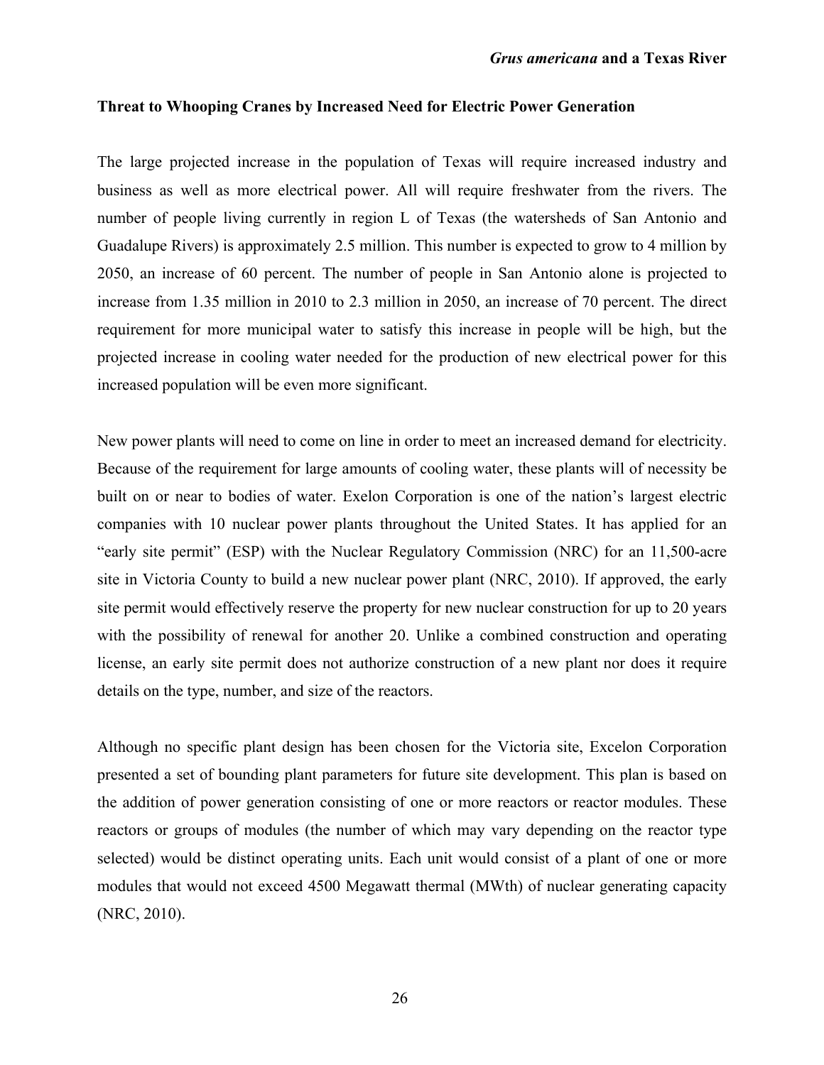**Threat to Whooping Cranes by Increased Need for Electric Power Generation**

The large projected increase in the population of Texas will require increased industry and business as well as more electrical power. All will require freshwater from the rivers. The number of people living currently in region L of Texas (the watersheds of San Antonio and Guadalupe Rivers) is approximately 2.5 million. This number is expected to grow to 4 million by 2050, an increase of 60 percent. The number of people in San Antonio alone is projected to increase from 1.35 million in 2010 to 2.3 million in 2050, an increase of 70 percent. The direct requirement for more municipal water to satisfy this increase in people will be high, but the projected increase in cooling water needed for the production of new electrical power for this increased population will be even more significant.

New power plants will need to come on line in order to meet an increased demand for electricity. Because of the requirement for large amounts of cooling water, these plants will of necessity be built on or near to bodies of water. Exelon Corporation is one of the nation's largest electric companies with 10 nuclear power plants throughout the United States. It has applied for an "early site permit" (ESP) with the Nuclear Regulatory Commission (NRC) for an 11,500-acre site in Victoria County to build a new nuclear power plant (NRC, 2010). If approved, the early site permit would effectively reserve the property for new nuclear construction for up to 20 years with the possibility of renewal for another 20. Unlike a combined construction and operating license, an early site permit does not authorize construction of a new plant nor does it require details on the type, number, and size of the reactors.

Although no specific plant design has been chosen for the Victoria site, Excelon Corporation presented a set of bounding plant parameters for future site development. This plan is based on the addition of power generation consisting of one or more reactors or reactor modules. These reactors or groups of modules (the number of which may vary depending on the reactor type selected) would be distinct operating units. Each unit would consist of a plant of one or more modules that would not exceed 4500 Megawatt thermal (MWth) of nuclear generating capacity (NRC, 2010).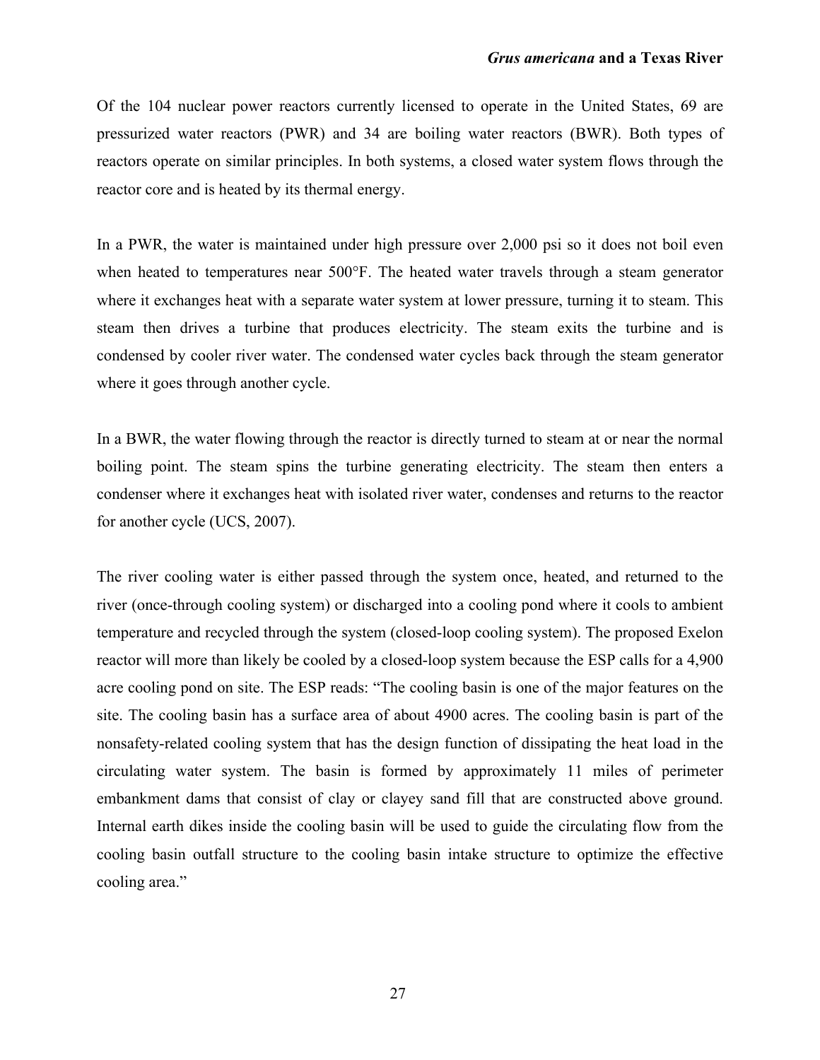Of the 104 nuclear power reactors currently licensed to operate in the United States, 69 are pressurized water reactors (PWR) and 34 are boiling water reactors (BWR). Both types of reactors operate on similar principles. In both systems, a closed water system flows through the reactor core and is heated by its thermal energy.

In a PWR, the water is maintained under high pressure over 2,000 psi so it does not boil even when heated to temperatures near 500°F. The heated water travels through a steam generator where it exchanges heat with a separate water system at lower pressure, turning it to steam. This steam then drives a turbine that produces electricity. The steam exits the turbine and is condensed by cooler river water. The condensed water cycles back through the steam generator where it goes through another cycle.

In a BWR, the water flowing through the reactor is directly turned to steam at or near the normal boiling point. The steam spins the turbine generating electricity. The steam then enters a condenser where it exchanges heat with isolated river water, condenses and returns to the reactor for another cycle (UCS, 2007).

The river cooling water is either passed through the system once, heated, and returned to the river (once-through cooling system) or discharged into a cooling pond where it cools to ambient temperature and recycled through the system (closed-loop cooling system). The proposed Exelon reactor will more than likely be cooled by a closed-loop system because the ESP calls for a 4,900 acre cooling pond on site. The ESP reads: "The cooling basin is one of the major features on the site. The cooling basin has a surface area of about 4900 acres. The cooling basin is part of the nonsafety-related cooling system that has the design function of dissipating the heat load in the circulating water system. The basin is formed by approximately 11 miles of perimeter embankment dams that consist of clay or clayey sand fill that are constructed above ground. Internal earth dikes inside the cooling basin will be used to guide the circulating flow from the cooling basin outfall structure to the cooling basin intake structure to optimize the effective cooling area."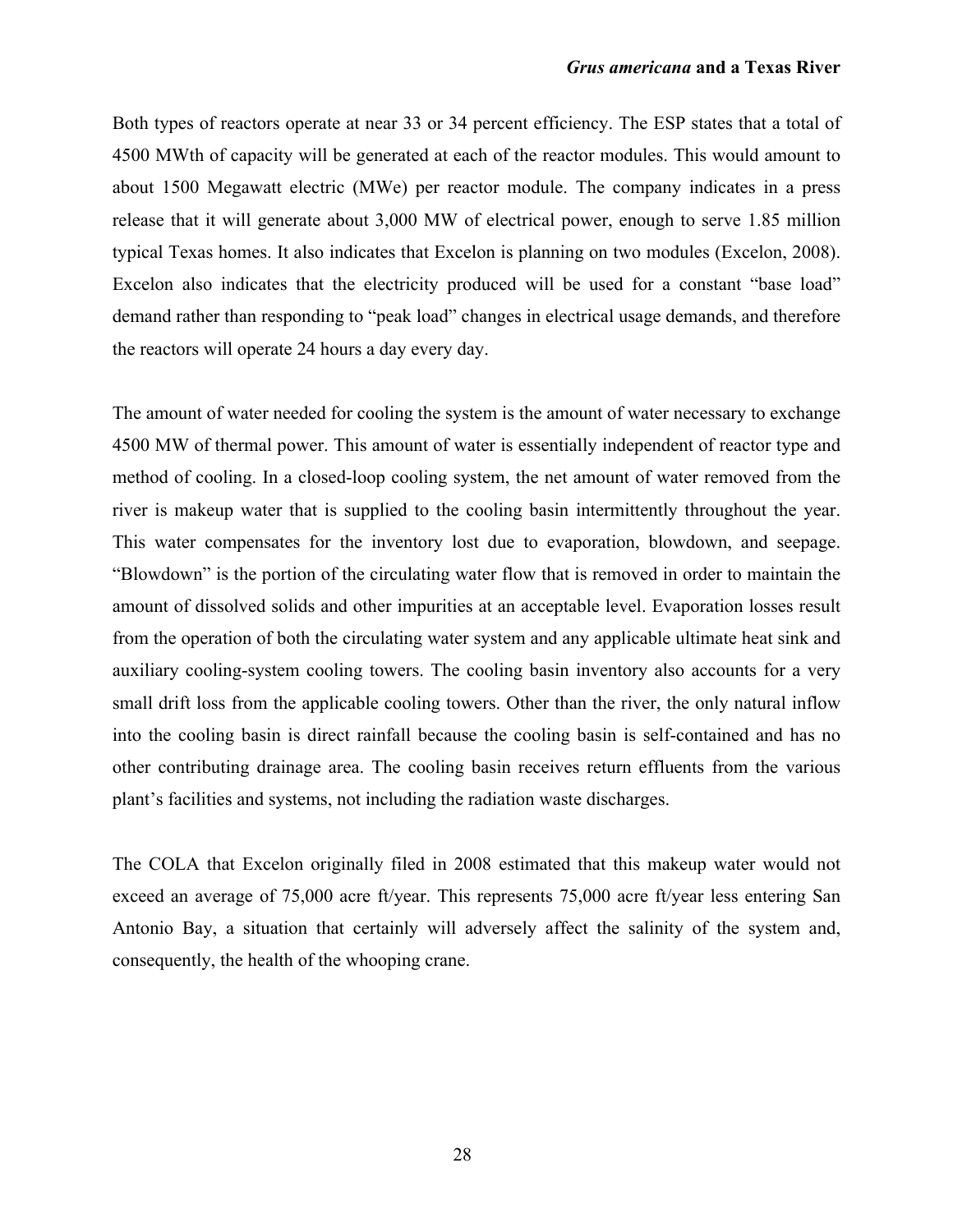Both types of reactors operate at near 33 or 34 percent efficiency. The ESP states that a total of 4500 MWth of capacity will be generated at each of the reactor modules. This would amount to about 1500 Megawatt electric (MWe) per reactor module. The company indicates in a press release that it will generate about 3,000 MW of electrical power, enough to serve 1.85 million typical Texas homes. It also indicates that Excelon is planning on two modules (Excelon, 2008). Excelon also indicates that the electricity produced will be used for a constant "base load" demand rather than responding to "peak load" changes in electrical usage demands, and therefore the reactors will operate 24 hours a day every day.

The amount of water needed for cooling the system is the amount of water necessary to exchange 4500 MW of thermal power. This amount of water is essentially independent of reactor type and method of cooling. In a closed-loop cooling system, the net amount of water removed from the river is makeup water that is supplied to the cooling basin intermittently throughout the year. This water compensates for the inventory lost due to evaporation, blowdown, and seepage. "Blowdown" is the portion of the circulating water flow that is removed in order to maintain the amount of dissolved solids and other impurities at an acceptable level. Evaporation losses result from the operation of both the circulating water system and any applicable ultimate heat sink and auxiliary cooling-system cooling towers. The cooling basin inventory also accounts for a very small drift loss from the applicable cooling towers. Other than the river, the only natural inflow into the cooling basin is direct rainfall because the cooling basin is self-contained and has no other contributing drainage area. The cooling basin receives return effluents from the various plant's facilities and systems, not including the radiation waste discharges.

The COLA that Excelon originally filed in 2008 estimated that this makeup water would not exceed an average of 75,000 acre ft/year. This represents 75,000 acre ft/year less entering San Antonio Bay, a situation that certainly will adversely affect the salinity of the system and, consequently, the health of the whooping crane.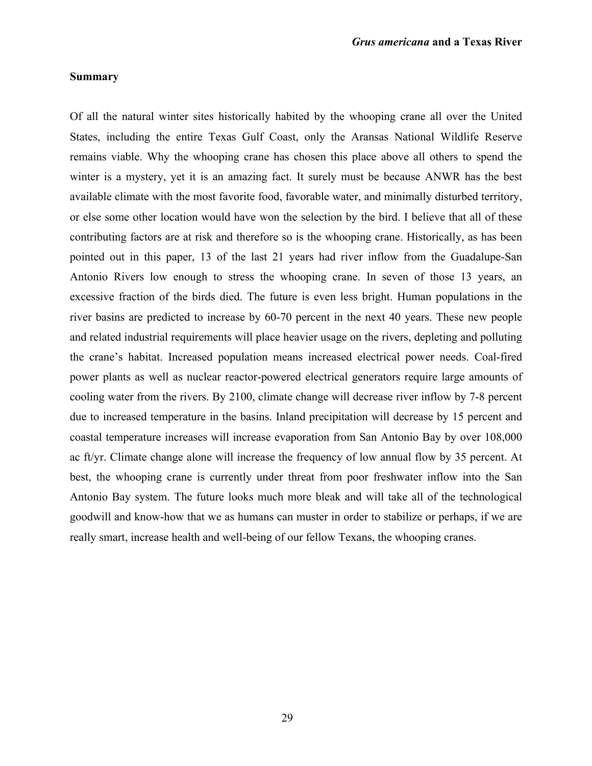## Summary

Of all the natural winter sites historically habited by the whooping crane all over the United States, including the entire Texas Gulf Coast, only the Aransas National Wildlife Reserve remains viable. Why the whooping crane has chosen this place above all others to spend the winter is a mystery, yet it is an amazing fact. It surely must be because ANWR has the best available climate with the most favorite food, favorable water, and minimally disturbed territory, or else some other location would have won the selection by the bird. I believe that all of these contributing factors are at risk and therefore so is the whooping crane. Historically, as has been pointed out in this paper, 13 of the last 21 years had river inflow from the Guadalupe-San Antonio Rivers low enough to stress the whooping crane. In seven of those 13 years, an excessive fraction of the birds died. The future is even less bright. Human populations in the river basins are predicted to increase by 60-70 percent in the next 40 years. These new people and related industrial requirements will place heavier usage on the rivers, depleting and polluting the crane's habitat. Increased population means increased electrical power needs. Coal-fired power plants as well as nuclear reactor-powered electrical generators require large amounts of cooling water from the rivers. By 2100, climate change will decrease river inflow by 7-8 percent due to increased temperature in the basins. Inland precipitation will decrease by 15 percent and coastal temperature increases will increase evaporation from San Antonio Bay by over 108,000 ac ft/yr. Climate change alone will increase the frequency of low annual flow by 35 percent. At best, the whooping crane is currently under threat from poor freshwater inflow into the San Antonio Bay system. The future looks much more bleak and will take all of the technological goodwill and know-how that we as humans can muster in order to stabilize or perhaps, if we are really smart, increase health and well-being of our fellow Texans, the whooping cranes.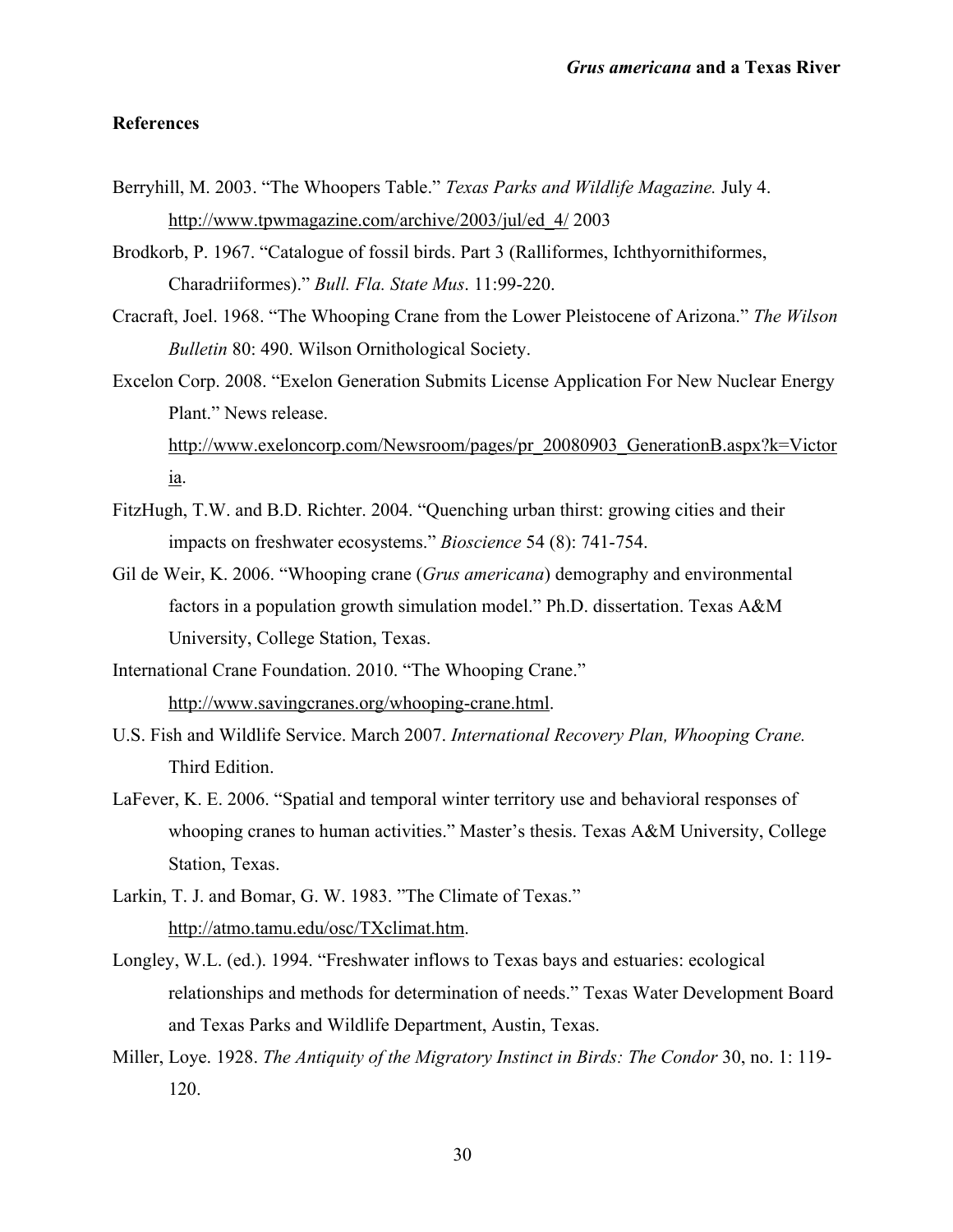## References

Berryhill, M. 2003. “The Whoopers Table.” *Texas Parks and Wildlife Magazine.* July 4. http://www.tpwmagazine.com/archive/2003/jul/ed_4/ 2003

Brodkorb, P. 1967. “Catalogue of fossil birds. Part 3 (Ralliformes, Ichthyornithiformes, Charadriiformes).” *Bull. Fla. State Mus*. 11:99-220.

Cracraft, Joel. 1968. “The Whooping Crane from the Lower Pleistocene of Arizona.” *The Wilson Bulletin* 80: 490. Wilson Ornithological Society.

Excelon Corp. 2008. “Exelon Generation Submits License Application For New Nuclear Energy Plant.” News release. http://www.exeloncorp.com/Newsroom/pages/pr_20080903_GenerationB.aspx?k=Victoria.

FitzHugh, T.W. and B.D. Richter. 2004. “Quenching urban thirst: growing cities and their impacts on freshwater ecosystems.” *Bioscience* 54 (8): 741-754.

Gil de Weir, K. 2006. “Whooping crane (*Grus americana*) demography and environmental factors in a population growth simulation model.” Ph.D. dissertation. Texas A&M University, College Station, Texas.

International Crane Foundation. 2010. “The Whooping Crane.” http://www.savingcranes.org/whooping-crane.html.

U.S. Fish and Wildlife Service. March 2007. *International Recovery Plan, Whooping Crane.* Third Edition.

LaFever, K. E. 2006. “Spatial and temporal winter territory use and behavioral responses of whooping cranes to human activities.” Master’s thesis. Texas A&M University, College Station, Texas.

Larkin, T. J. and Bomar, G. W. 1983. ”The Climate of Texas.” http://atmo.tamu.edu/osc/TXclimat.htm.

Longley, W.L. (ed.). 1994. “Freshwater inflows to Texas bays and estuaries: ecological relationships and methods for determination of needs.” Texas Water Development Board and Texas Parks and Wildlife Department, Austin, Texas.

Miller, Loye. 1928. *The Antiquity of the Migratory Instinct in Birds: The Condor* 30, no. 1: 119-120.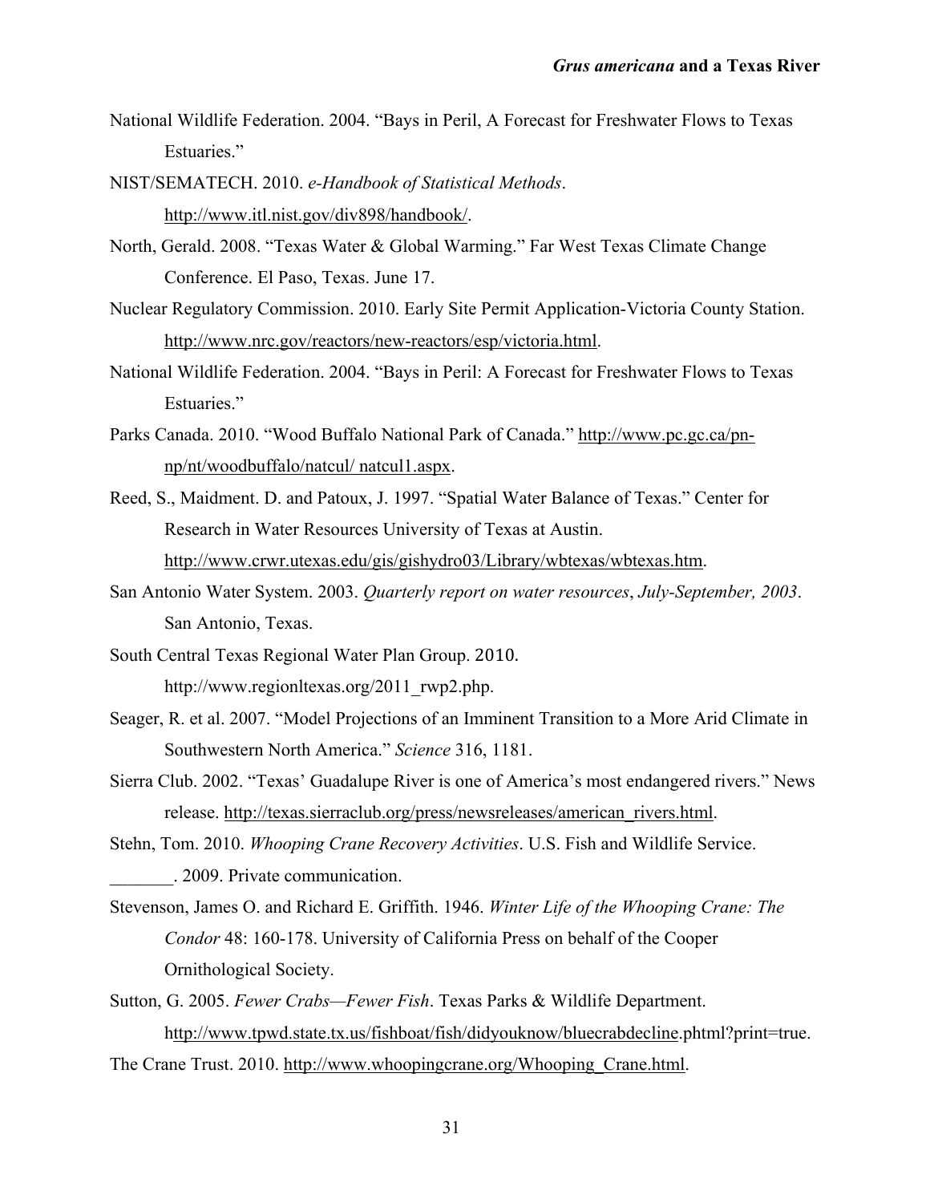National Wildlife Federation. 2004. "Bays in Peril, A Forecast for Freshwater Flows to Texas Estuaries."

NIST/SEMATECH. 2010. *e-Handbook of Statistical Methods*. http://www.itl.nist.gov/div898/handbook/.

North, Gerald. 2008. "Texas Water & Global Warming." Far West Texas Climate Change Conference. El Paso, Texas. June 17.

Nuclear Regulatory Commission. 2010. Early Site Permit Application-Victoria County Station. http://www.nrc.gov/reactors/new-reactors/esp/victoria.html.

National Wildlife Federation. 2004. "Bays in Peril: A Forecast for Freshwater Flows to Texas Estuaries."

Parks Canada. 2010. "Wood Buffalo National Park of Canada." http://www.pc.gc.ca/pn-np/nt/woodbuffalo/natcul/ natcul1.aspx.

Reed, S., Maidment. D. and Patoux, J. 1997. "Spatial Water Balance of Texas." Center for Research in Water Resources University of Texas at Austin. http://www.crwr.utexas.edu/gis/gishydro03/Library/wbtexas/wbtexas.htm.

San Antonio Water System. 2003. *Quarterly report on water resources*, *July-September, 2003*. San Antonio, Texas.

South Central Texas Regional Water Plan Group. 2010. http://www.regionltexas.org/2011_rwp2.php.

Seager, R. et al. 2007. "Model Projections of an Imminent Transition to a More Arid Climate in Southwestern North America." *Science* 316, 1181.

Sierra Club. 2002. "Texas' Guadalupe River is one of America's most endangered rivers." News release. http://texas.sierraclub.org/press/newsreleases/american_rivers.html.

Stehn, Tom. 2010. *Whooping Crane Recovery Activities*. U.S. Fish and Wildlife Service.

_______. 2009. Private communication.

Stevenson, James O. and Richard E. Griffith. 1946. *Winter Life of the Whooping Crane: The Condor* 48: 160-178. University of California Press on behalf of the Cooper Ornithological Society.

Sutton, G. 2005. *Fewer Crabs—Fewer Fish*. Texas Parks & Wildlife Department. http://www.tpwd.state.tx.us/fishboat/fish/didyouknow/bluecrabdecline.phtml?print=true.

The Crane Trust. 2010. http://www.whoopingcrane.org/Whooping_Crane.html.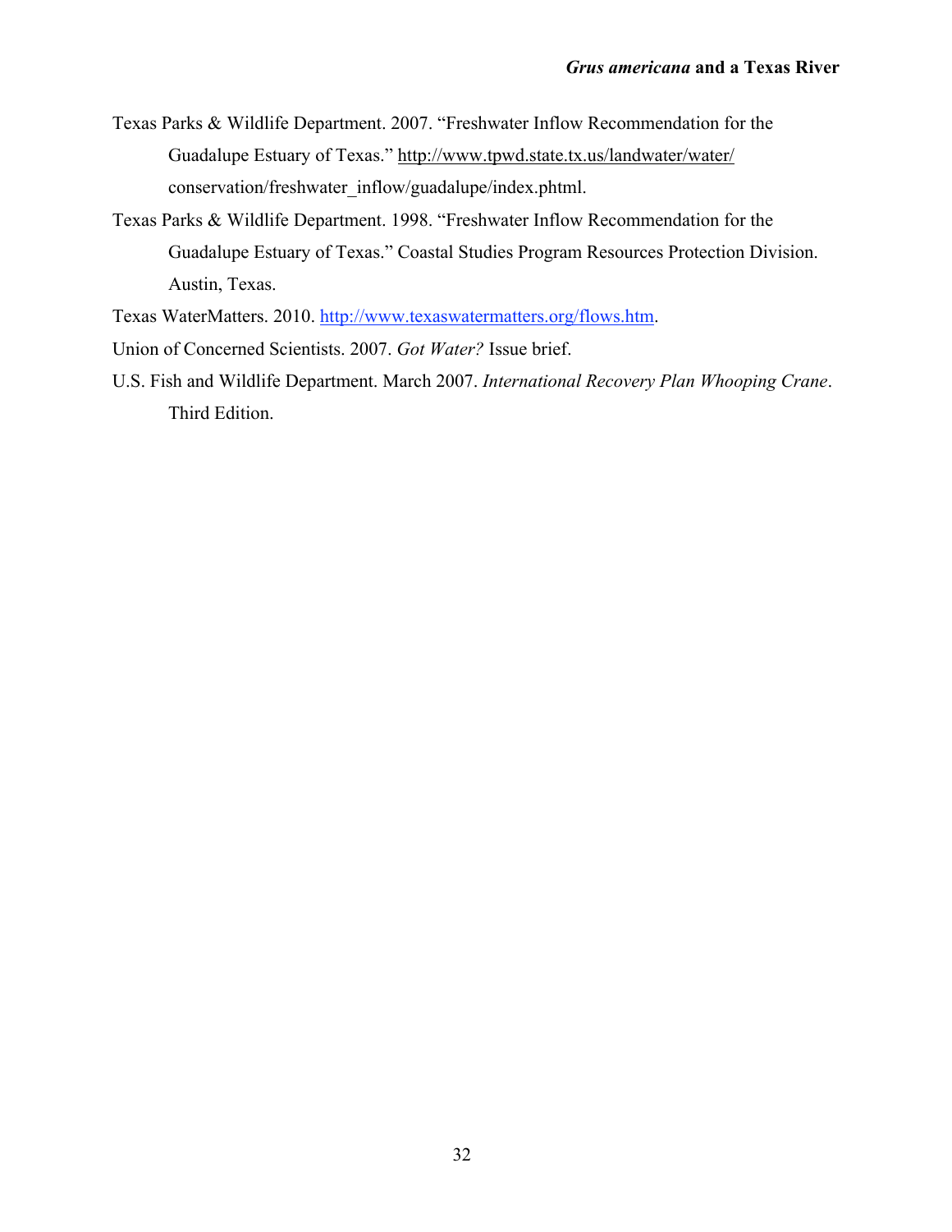Texas Parks & Wildlife Department. 2007. "Freshwater Inflow Recommendation for the Guadalupe Estuary of Texas." http://www.tpwd.state.tx.us/landwater/water/conservation/freshwater_inflow/guadalupe/index.phtml.

Texas Parks & Wildlife Department. 1998. "Freshwater Inflow Recommendation for the Guadalupe Estuary of Texas." Coastal Studies Program Resources Protection Division. Austin, Texas.

Texas WaterMatters. 2010. http://www.texaswatermatters.org/flows.htm.

Union of Concerned Scientists. 2007. *Got Water?* Issue brief.

U.S. Fish and Wildlife Department. March 2007. *International Recovery Plan Whooping Crane*. Third Edition.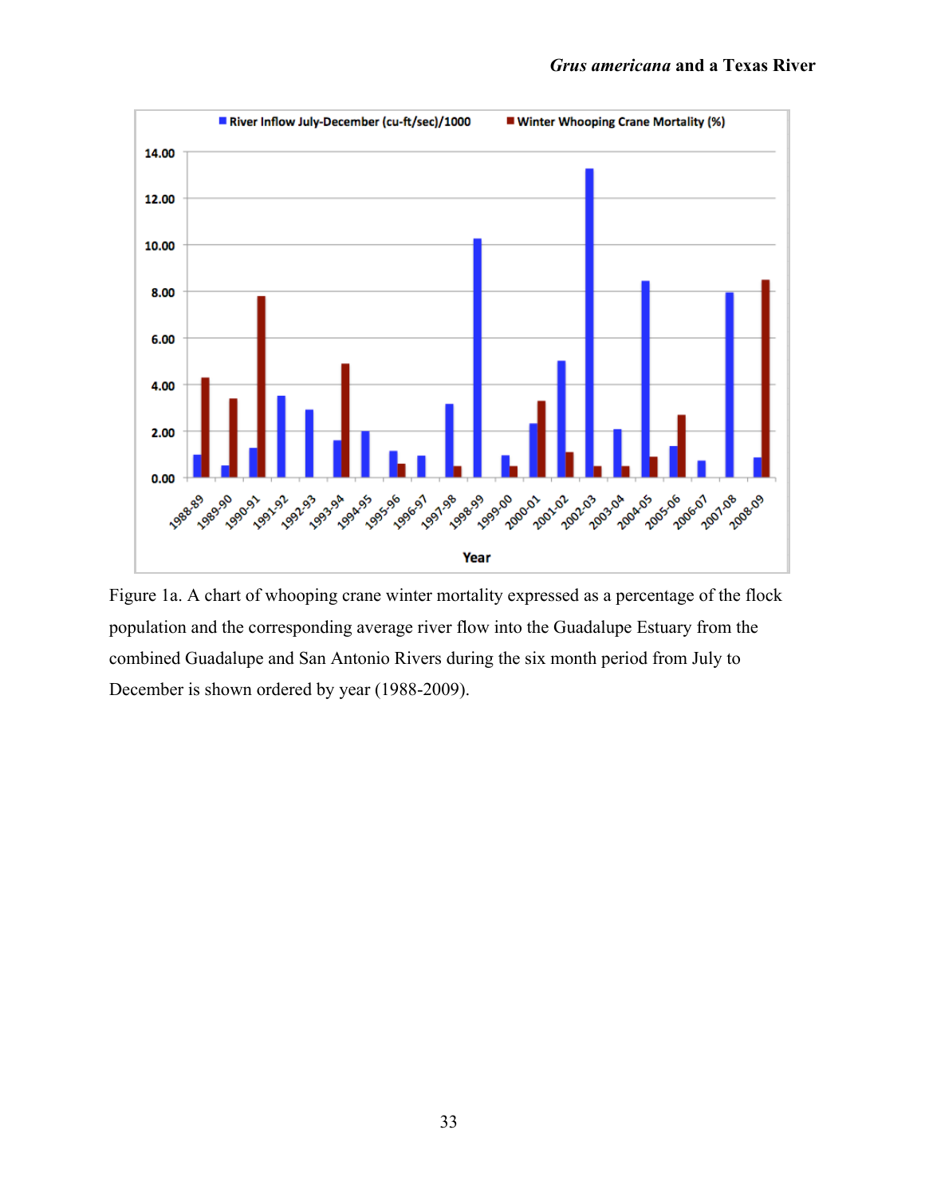River Inflow July-December (cu-ft/sec)/1000
Winter Whooping Crane Mortality (%)

14.00
12.00
10.00
8.00
6.00
4.00
2.00
0.00

1988-89
1989-90
1990-91
1991-92
1992-93
1993-94
1994-95
1995-96
1996-97
1997-98
1998-99
1999-00
2000-01
2001-02
2002-03
2003-04
2004-05
2005-06
2006-07
2007-08
2008-09

Year

Figure 1a. A chart of whooping crane winter mortality expressed as a percentage of the flock population and the corresponding average river flow into the Guadalupe Estuary from the combined Guadalupe and San Antonio Rivers during the six month period from July to December is shown ordered by year (1988-2009).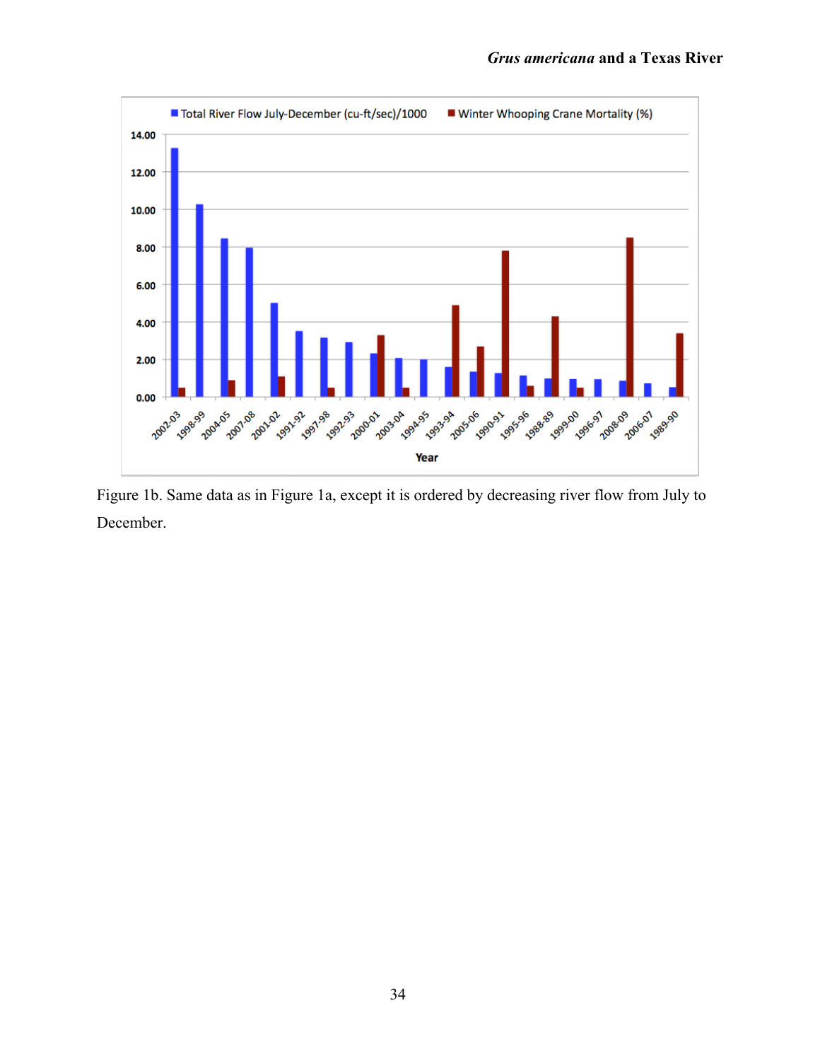Total River Flow July-December (cu-ft/sec)/1000

Winter Whooping Crane Mortality (%)

14.00
12.00
10.00
8.00
6.00
4.00
2.00
0.00

2002-03
1998-99
2004-05
2007-08
2001-02
1991-92
1997-98
1992-93
2000-01
2003-04
1994-95
1993-94
2005-06
1990-91
1995-96
1988-89
1999-00
1996-97
2008-09
2006-07
1989-90

Year

Figure 1b. Same data as in Figure 1a, except it is ordered by decreasing river flow from July to December.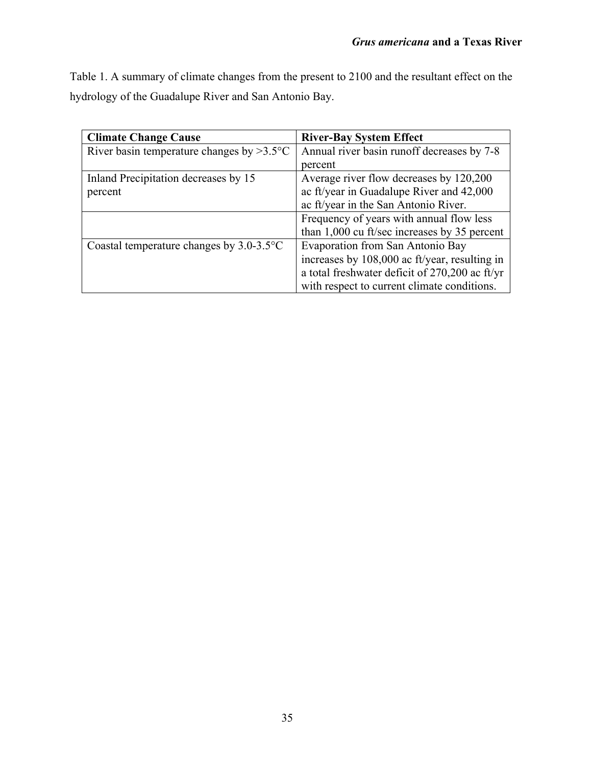Table 1. A summary of climate changes from the present to 2100 and the resultant effect on the hydrology of the Guadalupe River and San Antonio Bay.

| Climate Change Cause | River-Bay System Effect |
|---|---|
| River basin temperature changes by >3.5°C | Annual river basin runoff decreases by 7-8 percent |
| Inland Precipitation decreases by 15 percent | Average river flow decreases by 120,200 ac ft/year in Guadalupe River and 42,000 ac ft/year in the San Antonio River. |
| | Frequency of years with annual flow less than 1,000 cu ft/sec increases by 35 percent |
| Coastal temperature changes by 3.0-3.5°C | Evaporation from San Antonio Bay increases by 108,000 ac ft/year, resulting in a total freshwater deficit of 270,200 ac ft/yr with respect to current climate conditions. |